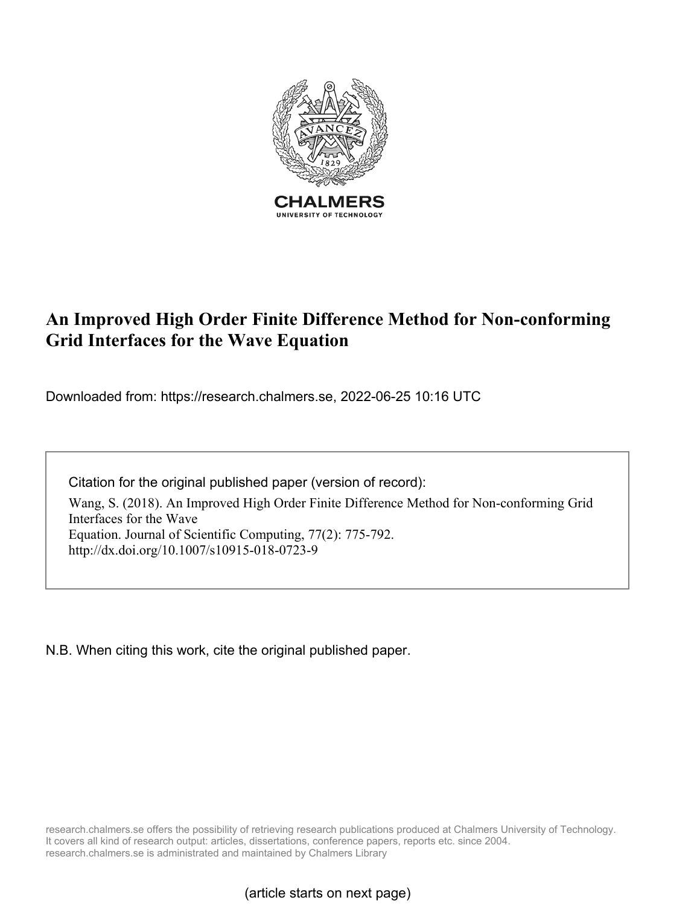# An Improved High Order Finite Difference Method for Non-conforming Grid Interfaces for the Wave Equation

Downloaded from: https://research.chalmers.se, 2022-06-25 10:16 UTC

Citation for the original published paper (version of record):

Wang, S. (2018). An Improved High Order Finite Difference Method for Non-conforming Grid Interfaces for the Wave
Equation. Journal of Scientific Computing, 77(2): 775-792.
http://dx.doi.org/10.1007/s10915-018-0723-9

N.B. When citing this work, cite the original published paper.

research.chalmers.se offers the possibility of retrieving research publications produced at Chalmers University of Technology.
It covers all kind of research output: articles, dissertations, conference papers, reports etc. since 2004.
research.chalmers.se is administrated and maintained by Chalmers Library

(article starts on next page)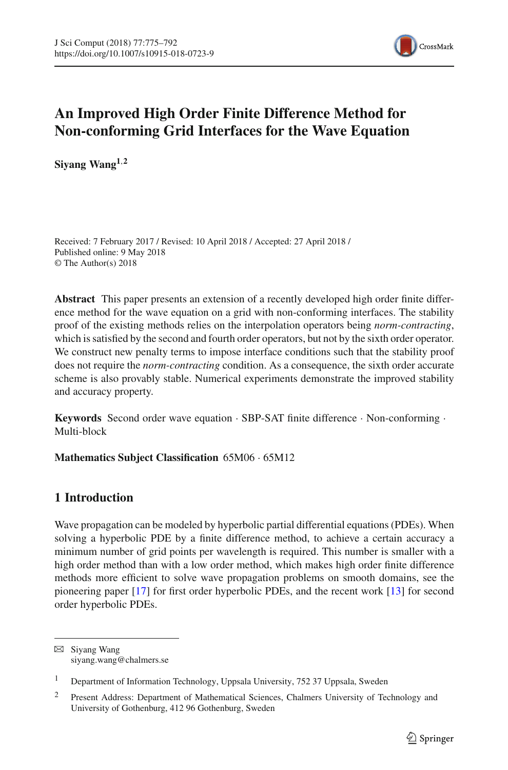# An Improved High Order Finite Difference Method for Non-conforming Grid Interfaces for the Wave Equation

**Siyang Wang**[1,2]

Received: 7 February 2017 / Revised: 10 April 2018 / Accepted: 27 April 2018 / Published online: 9 May 2018
© The Author(s) 2018

**Abstract** This paper presents an extension of a recently developed high order finite difference method for the wave equation on a grid with non-conforming interfaces. The stability proof of the existing methods relies on the interpolation operators being *norm-contracting*, which is satisfied by the second and fourth order operators, but not by the sixth order operator. We construct new penalty terms to impose interface conditions such that the stability proof does not require the *norm-contracting* condition. As a consequence, the sixth order accurate scheme is also provably stable. Numerical experiments demonstrate the improved stability and accuracy property.

**Keywords** Second order wave equation · SBP-SAT finite difference · Non-conforming · Multi-block

**Mathematics Subject Classification** 65M06 · 65M12

## 1 Introduction

Wave propagation can be modeled by hyperbolic partial differential equations (PDEs). When solving a hyperbolic PDE by a finite difference method, to achieve a certain accuracy a minimum number of grid points per wavelength is required. This number is smaller with a high order method than with a low order method, which makes high order finite difference methods more efficient to solve wave propagation problems on smooth domains, see the pioneering paper [17] for first order hyperbolic PDEs, and the recent work [13] for second order hyperbolic PDEs.

---

✉ Siyang Wang
siyang.wang@chalmers.se

[1] Department of Information Technology, Uppsala University, 752 37 Uppsala, Sweden

[2] Present Address: Department of Mathematical Sciences, Chalmers University of Technology and University of Gothenburg, 412 96 Gothenburg, Sweden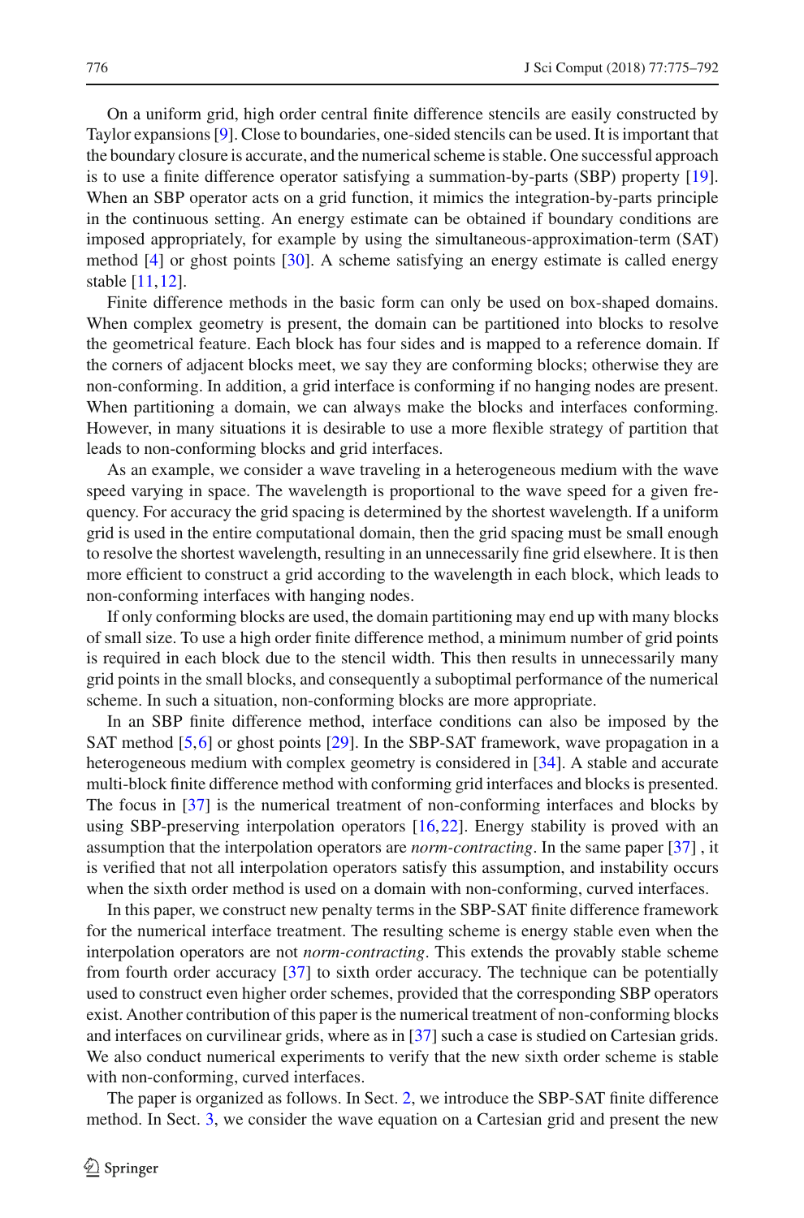On a uniform grid, high order central finite difference stencils are easily constructed by Taylor expansions [9]. Close to boundaries, one-sided stencils can be used. It is important that the boundary closure is accurate, and the numerical scheme is stable. One successful approach is to use a finite difference operator satisfying a summation-by-parts (SBP) property [19]. When an SBP operator acts on a grid function, it mimics the integration-by-parts principle in the continuous setting. An energy estimate can be obtained if boundary conditions are imposed appropriately, for example by using the simultaneous-approximation-term (SAT) method [4] or ghost points [30]. A scheme satisfying an energy estimate is called energy stable [11,12].

Finite difference methods in the basic form can only be used on box-shaped domains. When complex geometry is present, the domain can be partitioned into blocks to resolve the geometrical feature. Each block has four sides and is mapped to a reference domain. If the corners of adjacent blocks meet, we say they are conforming blocks; otherwise they are non-conforming. In addition, a grid interface is conforming if no hanging nodes are present. When partitioning a domain, we can always make the blocks and interfaces conforming. However, in many situations it is desirable to use a more flexible strategy of partition that leads to non-conforming blocks and grid interfaces.

As an example, we consider a wave traveling in a heterogeneous medium with the wave speed varying in space. The wavelength is proportional to the wave speed for a given frequency. For accuracy the grid spacing is determined by the shortest wavelength. If a uniform grid is used in the entire computational domain, then the grid spacing must be small enough to resolve the shortest wavelength, resulting in an unnecessarily fine grid elsewhere. It is then more efficient to construct a grid according to the wavelength in each block, which leads to non-conforming interfaces with hanging nodes.

If only conforming blocks are used, the domain partitioning may end up with many blocks of small size. To use a high order finite difference method, a minimum number of grid points is required in each block due to the stencil width. This then results in unnecessarily many grid points in the small blocks, and consequently a suboptimal performance of the numerical scheme. In such a situation, non-conforming blocks are more appropriate.

In an SBP finite difference method, interface conditions can also be imposed by the SAT method [5,6] or ghost points [29]. In the SBP-SAT framework, wave propagation in a heterogeneous medium with complex geometry is considered in [34]. A stable and accurate multi-block finite difference method with conforming grid interfaces and blocks is presented. The focus in [37] is the numerical treatment of non-conforming interfaces and blocks by using SBP-preserving interpolation operators [16,22]. Energy stability is proved with an assumption that the interpolation operators are *norm-contracting*. In the same paper [37] , it is verified that not all interpolation operators satisfy this assumption, and instability occurs when the sixth order method is used on a domain with non-conforming, curved interfaces.

In this paper, we construct new penalty terms in the SBP-SAT finite difference framework for the numerical interface treatment. The resulting scheme is energy stable even when the interpolation operators are not *norm-contracting*. This extends the provably stable scheme from fourth order accuracy [37] to sixth order accuracy. The technique can be potentially used to construct even higher order schemes, provided that the corresponding SBP operators exist. Another contribution of this paper is the numerical treatment of non-conforming blocks and interfaces on curvilinear grids, where as in [37] such a case is studied on Cartesian grids. We also conduct numerical experiments to verify that the new sixth order scheme is stable with non-conforming, curved interfaces.

The paper is organized as follows. In Sect. 2, we introduce the SBP-SAT finite difference method. In Sect. 3, we consider the wave equation on a Cartesian grid and present the new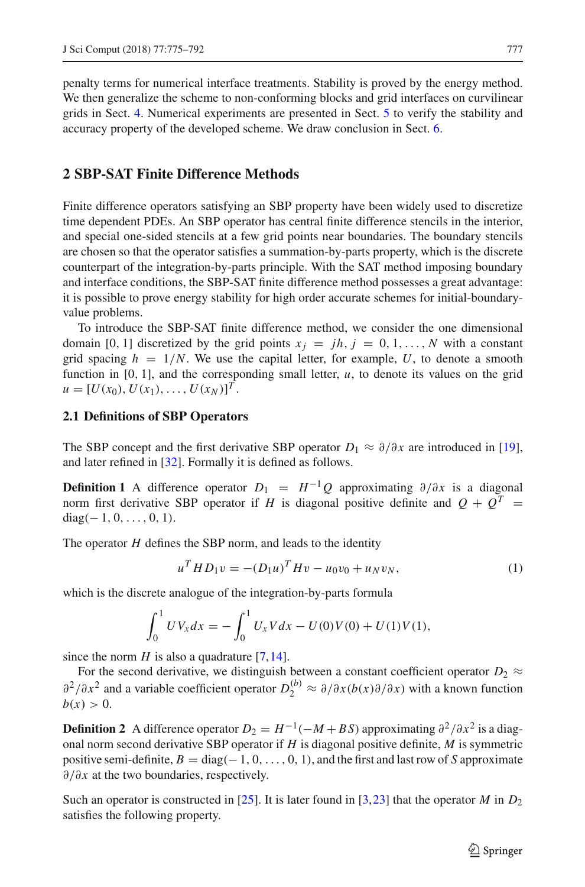penalty terms for numerical interface treatments. Stability is proved by the energy method. We then generalize the scheme to non-conforming blocks and grid interfaces on curvilinear grids in Sect. 4. Numerical experiments are presented in Sect. 5 to verify the stability and accuracy property of the developed scheme. We draw conclusion in Sect. 6.

## 2 SBP-SAT Finite Difference Methods

Finite difference operators satisfying an SBP property have been widely used to discretize time dependent PDEs. An SBP operator has central finite difference stencils in the interior, and special one-sided stencils at a few grid points near boundaries. The boundary stencils are chosen so that the operator satisfies a summation-by-parts property, which is the discrete counterpart of the integration-by-parts principle. With the SAT method imposing boundary and interface conditions, the SBP-SAT finite difference method possesses a great advantage: it is possible to prove energy stability for high order accurate schemes for initial-boundary-value problems.

To introduce the SBP-SAT finite difference method, we consider the one dimensional domain $[0, 1]$ discretized by the grid points $x_j = jh$, $j = 0, 1, \ldots, N$ with a constant grid spacing $h = 1/N$. We use the capital letter, for example, $U$, to denote a smooth function in $[0, 1]$, and the corresponding small letter, $u$, to denote its values on the grid $u = [U(x_0), U(x_1), \ldots, U(x_N)]^T$.

### 2.1 Definitions of SBP Operators

The SBP concept and the first derivative SBP operator $D_1 \approx \partial/\partial x$ are introduced in [19], and later refined in [32]. Formally it is defined as follows.

**Definition 1** A difference operator $D_1 = H^{-1}Q$ approximating $\partial/\partial x$ is a diagonal norm first derivative SBP operator if $H$ is diagonal positive definite and $Q + Q^T = \text{diag}(-1, 0, \ldots, 0, 1)$.

The operator $H$ defines the SBP norm, and leads to the identity

$$u^T H D_1 v = -(D_1 u)^T H v - u_0 v_0 + u_N v_N, \tag{1}$$

which is the discrete analogue of the integration-by-parts formula

$$\int_0^1 U V_x dx = -\int_0^1 U_x V dx - U(0)V(0) + U(1)V(1),$$

since the norm $H$ is also a quadrature [7,14].

For the second derivative, we distinguish between a constant coefficient operator $D_2 \approx \partial^2/\partial x^2$ and a variable coefficient operator $D_2^{(b)} \approx \partial/\partial x(b(x)\partial/\partial x)$ with a known function $b(x) > 0$.

**Definition 2** A difference operator $D_2 = H^{-1}(-M + BS)$ approximating $\partial^2/\partial x^2$ is a diagonal norm second derivative SBP operator if $H$ is diagonal positive definite, $M$ is symmetric positive semi-definite, $B = \text{diag}(-1, 0, \ldots, 0, 1)$, and the first and last row of $S$ approximate $\partial/\partial x$ at the two boundaries, respectively.

Such an operator is constructed in [25]. It is later found in [3,23] that the operator $M$ in $D_2$ satisfies the following property.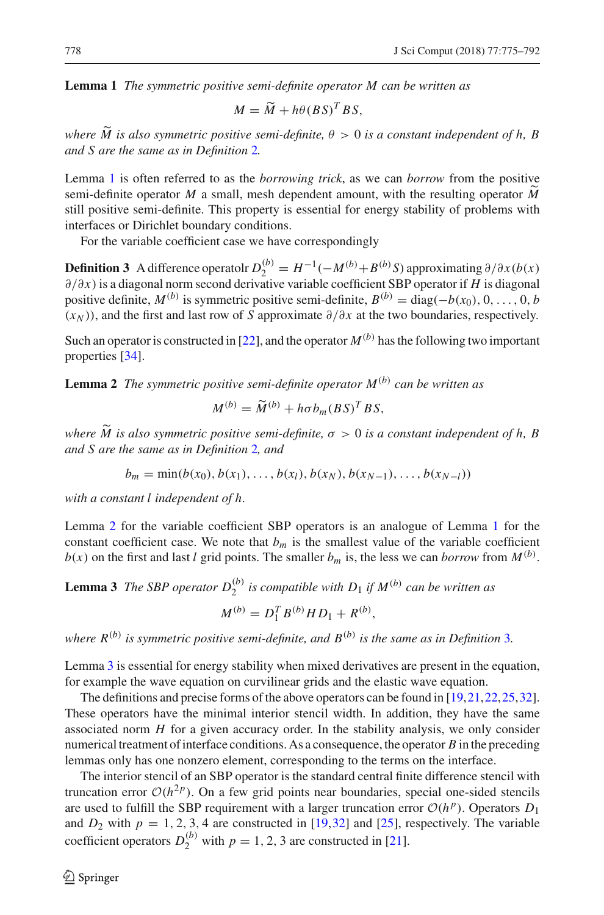**Lemma 1** *The symmetric positive semi-definite operator $M$ can be written as*

$$M = \widetilde{M} + h\theta(BS)^T BS,$$

*where $\widetilde{M}$ is also symmetric positive semi-definite, $\theta > 0$ is a constant independent of $h$, $B$ and $S$ are the same as in Definition 2.*

Lemma 1 is often referred to as the *borrowing trick*, as we can *borrow* from the positive semi-definite operator $M$ a small, mesh dependent amount, with the resulting operator $\widetilde{M}$ still positive semi-definite. This property is essential for energy stability of problems with interfaces or Dirichlet boundary conditions.

For the variable coefficient case we have correspondingly

**Definition 3** A difference operatolr $D_2^{(b)} = H^{-1}(-M^{(b)} + B^{(b)}S)$ approximating $\partial/\partial x(b(x)\,\partial/\partial x)$ is a diagonal norm second derivative variable coefficient SBP operator if $H$ is diagonal positive definite, $M^{(b)}$ is symmetric positive semi-definite, $B^{(b)} = \text{diag}(-b(x_0), 0, \ldots, 0, b(x_N))$, and the first and last row of $S$ approximate $\partial/\partial x$ at the two boundaries, respectively.

Such an operator is constructed in [22], and the operator $M^{(b)}$ has the following two important properties [34].

**Lemma 2** *The symmetric positive semi-definite operator $M^{(b)}$ can be written as*

$$M^{(b)} = \widetilde{M}^{(b)} + h\sigma b_m (BS)^T BS,$$

*where $\widetilde{M}$ is also symmetric positive semi-definite, $\sigma > 0$ is a constant independent of $h$, $B$ and $S$ are the same as in Definition 2, and*

$$b_m = \min(b(x_0), b(x_1), \ldots, b(x_l), b(x_N), b(x_{N-1}), \ldots, b(x_{N-l}))$$

*with a constant $l$ independent of $h$.*

Lemma 2 for the variable coefficient SBP operators is an analogue of Lemma 1 for the constant coefficient case. We note that $b_m$ is the smallest value of the variable coefficient $b(x)$ on the first and last $l$ grid points. The smaller $b_m$ is, the less we can *borrow* from $M^{(b)}$.

**Lemma 3** *The SBP operator $D_2^{(b)}$ is compatible with $D_1$ if $M^{(b)}$ can be written as*

$$M^{(b)} = D_1^T B^{(b)} H D_1 + R^{(b)},$$

*where $R^{(b)}$ is symmetric positive semi-definite, and $B^{(b)}$ is the same as in Definition 3.*

Lemma 3 is essential for energy stability when mixed derivatives are present in the equation, for example the wave equation on curvilinear grids and the elastic wave equation.

The definitions and precise forms of the above operators can be found in [19,21,22,25,32]. These operators have the minimal interior stencil width. In addition, they have the same associated norm $H$ for a given accuracy order. In the stability analysis, we only consider numerical treatment of interface conditions. As a consequence, the operator $B$ in the preceding lemmas only has one nonzero element, corresponding to the terms on the interface.

The interior stencil of an SBP operator is the standard central finite difference stencil with truncation error $\mathcal{O}(h^{2p})$. On a few grid points near boundaries, special one-sided stencils are used to fulfill the SBP requirement with a larger truncation error $\mathcal{O}(h^p)$. Operators $D_1$ and $D_2$ with $p = 1, 2, 3, 4$ are constructed in [19,32] and [25], respectively. The variable coefficient operators $D_2^{(b)}$ with $p = 1, 2, 3$ are constructed in [21].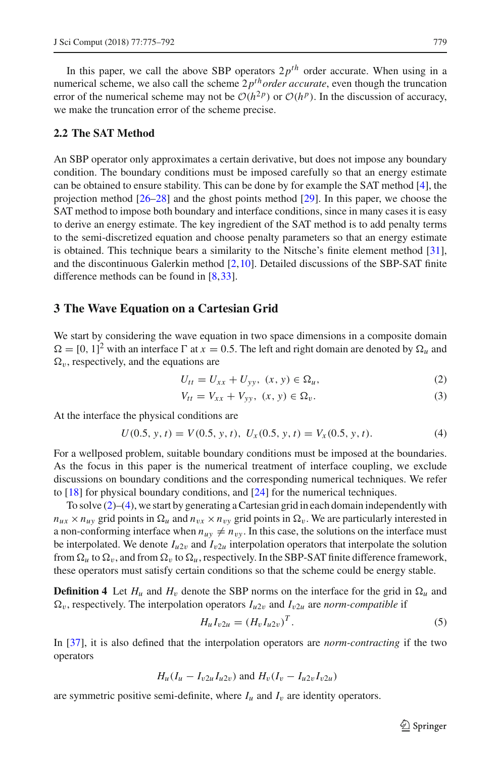In this paper, we call the above SBP operators $2p^{th}$ order accurate. When using in a numerical scheme, we also call the scheme $2p^{th}$ *order accurate*, even though the truncation error of the numerical scheme may not be $\mathcal{O}(h^{2p})$ or $\mathcal{O}(h^p)$. In the discussion of accuracy, we make the truncation error of the scheme precise.

### 2.2 The SAT Method

An SBP operator only approximates a certain derivative, but does not impose any boundary condition. The boundary conditions must be imposed carefully so that an energy estimate can be obtained to ensure stability. This can be done by for example the SAT method [4], the projection method [26–28] and the ghost points method [29]. In this paper, we choose the SAT method to impose both boundary and interface conditions, since in many cases it is easy to derive an energy estimate. The key ingredient of the SAT method is to add penalty terms to the semi-discretized equation and choose penalty parameters so that an energy estimate is obtained. This technique bears a similarity to the Nitsche's finite element method [31], and the discontinuous Galerkin method [2,10]. Detailed discussions of the SBP-SAT finite difference methods can be found in [8,33].

## 3 The Wave Equation on a Cartesian Grid

We start by considering the wave equation in two space dimensions in a composite domain $\Omega = [0, 1]^2$ with an interface $\Gamma$ at $x = 0.5$. The left and right domain are denoted by $\Omega_u$ and $\Omega_v$, respectively, and the equations are

$$U_{tt} = U_{xx} + U_{yy}, \ (x, y) \in \Omega_u, \tag{2}$$

$$V_{tt} = V_{xx} + V_{yy}, \ (x, y) \in \Omega_v. \tag{3}$$

At the interface the physical conditions are

$$U(0.5, y, t) = V(0.5, y, t), \ U_x(0.5, y, t) = V_x(0.5, y, t). \tag{4}$$

For a wellposed problem, suitable boundary conditions must be imposed at the boundaries. As the focus in this paper is the numerical treatment of interface coupling, we exclude discussions on boundary conditions and the corresponding numerical techniques. We refer to [18] for physical boundary conditions, and [24] for the numerical techniques.

To solve (2)–(4), we start by generating a Cartesian grid in each domain independently with $n_{ux} \times n_{uy}$ grid points in $\Omega_u$ and $n_{vx} \times n_{vy}$ grid points in $\Omega_v$. We are particularly interested in a non-conforming interface when $n_{uy} \neq n_{vy}$. In this case, the solutions on the interface must be interpolated. We denote $I_{u2v}$ and $I_{v2u}$ interpolation operators that interpolate the solution from $\Omega_u$ to $\Omega_v$, and from $\Omega_v$ to $\Omega_u$, respectively. In the SBP-SAT finite difference framework, these operators must satisfy certain conditions so that the scheme could be energy stable.

**Definition 4** Let $H_u$ and $H_v$ denote the SBP norms on the interface for the grid in $\Omega_u$ and $\Omega_v$, respectively. The interpolation operators $I_{u2v}$ and $I_{v2u}$ are *norm-compatible* if

$$H_u I_{v2u} = (H_v I_{u2v})^T. \tag{5}$$

In [37], it is also defined that the interpolation operators are *norm-contracting* if the two operators

$$H_u(I_u - I_{v2u} I_{u2v}) \text{ and } H_v(I_v - I_{u2v} I_{v2u})$$

are symmetric positive semi-definite, where $I_u$ and $I_v$ are identity operators.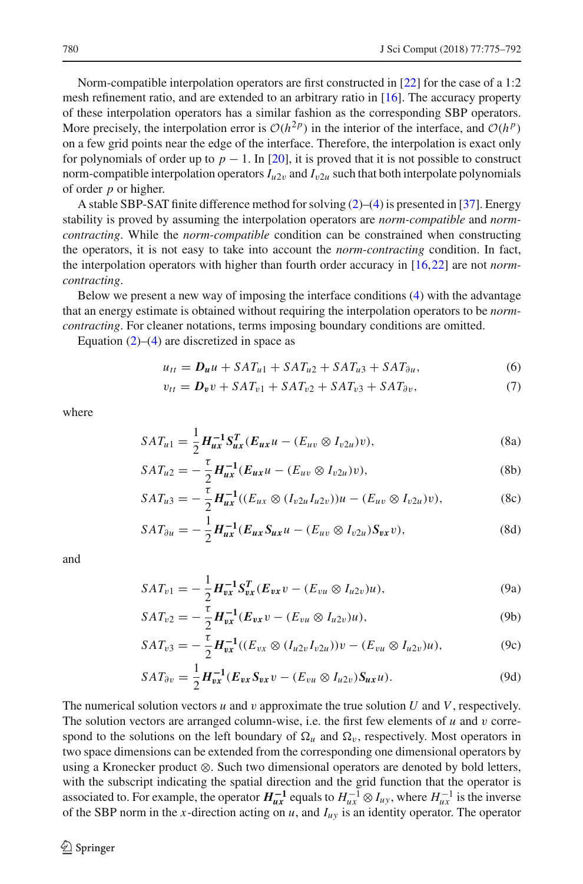Norm-compatible interpolation operators are first constructed in [22] for the case of a 1:2 mesh refinement ratio, and are extended to an arbitrary ratio in [16]. The accuracy property of these interpolation operators has a similar fashion as the corresponding SBP operators. More precisely, the interpolation error is $\mathcal{O}(h^{2p})$ in the interior of the interface, and $\mathcal{O}(h^p)$ on a few grid points near the edge of the interface. Therefore, the interpolation is exact only for polynomials of order up to $p-1$. In [20], it is proved that it is not possible to construct norm-compatible interpolation operators $I_{u2v}$ and $I_{v2u}$ such that both interpolate polynomials of order $p$ or higher.

A stable SBP-SAT finite difference method for solving (2)–(4) is presented in [37]. Energy stability is proved by assuming the interpolation operators are *norm-compatible* and *norm-contracting*. While the *norm-compatible* condition can be constrained when constructing the operators, it is not easy to take into account the *norm-contracting* condition. In fact, the interpolation operators with higher than fourth order accuracy in [16,22] are not *norm-contracting*.

Below we present a new way of imposing the interface conditions (4) with the advantage that an energy estimate is obtained without requiring the interpolation operators to be *norm-contracting*. For cleaner notations, terms imposing boundary conditions are omitted.

Equation (2)–(4) are discretized in space as

$$u_{tt} = \boldsymbol{D_u} u + SAT_{u1} + SAT_{u2} + SAT_{u3} + SAT_{\partial u}, \tag{6}$$

$$v_{tt} = \boldsymbol{D_v} v + SAT_{v1} + SAT_{v2} + SAT_{v3} + SAT_{\partial v}, \tag{7}$$

where

$$SAT_{u1} = \frac{1}{2}\boldsymbol{H_{ux}^{-1}}\boldsymbol{S_{ux}^T}(\boldsymbol{E_{ux}}u - (E_{uv}\otimes I_{v2u})v), \tag{8a}$$

$$SAT_{u2} = -\frac{\tau}{2}\boldsymbol{H_{ux}^{-1}}(\boldsymbol{E_{ux}}u - (E_{uv}\otimes I_{v2u})v), \tag{8b}$$

$$SAT_{u3} = -\frac{\tau}{2}\boldsymbol{H_{ux}^{-1}}((E_{ux}\otimes (I_{v2u}I_{u2v}))u - (E_{uv}\otimes I_{v2u})v), \tag{8c}$$

$$SAT_{\partial u} = -\frac{1}{2}\boldsymbol{H_{ux}^{-1}}(\boldsymbol{E_{ux}}\boldsymbol{S_{ux}}u - (E_{uv}\otimes I_{v2u})\boldsymbol{S_{vx}}v), \tag{8d}$$

and

$$SAT_{v1} = -\frac{1}{2}\boldsymbol{H_{vx}^{-1}}\boldsymbol{S_{vx}^T}(\boldsymbol{E_{vx}}v - (E_{vu}\otimes I_{u2v})u), \tag{9a}$$

$$SAT_{v2} = -\frac{\tau}{2}\boldsymbol{H_{vx}^{-1}}(\boldsymbol{E_{vx}}v - (E_{vu}\otimes I_{u2v})u), \tag{9b}$$

$$SAT_{v3} = -\frac{\tau}{2}\boldsymbol{H_{vx}^{-1}}((E_{vx}\otimes (I_{u2v}I_{v2u}))v - (E_{vu}\otimes I_{u2v})u), \tag{9c}$$

$$SAT_{\partial v} = \frac{1}{2}\boldsymbol{H_{vx}^{-1}}(\boldsymbol{E_{vx}}\boldsymbol{S_{vx}}v - (E_{vu}\otimes I_{u2v})\boldsymbol{S_{ux}}u). \tag{9d}$$

The numerical solution vectors $u$ and $v$ approximate the true solution $U$ and $V$, respectively. The solution vectors are arranged column-wise, i.e. the first few elements of $u$ and $v$ correspond to the solutions on the left boundary of $\Omega_u$ and $\Omega_v$, respectively. Most operators in two space dimensions can be extended from the corresponding one dimensional operators by using a Kronecker product $\otimes$. Such two dimensional operators are denoted by bold letters, with the subscript indicating the spatial direction and the grid function that the operator is associated to. For example, the operator $\boldsymbol{H_{ux}^{-1}}$ equals to $H_{ux}^{-1}\otimes I_{uy}$, where $H_{ux}^{-1}$ is the inverse of the SBP norm in the $x$-direction acting on $u$, and $I_{uy}$ is an identity operator. The operator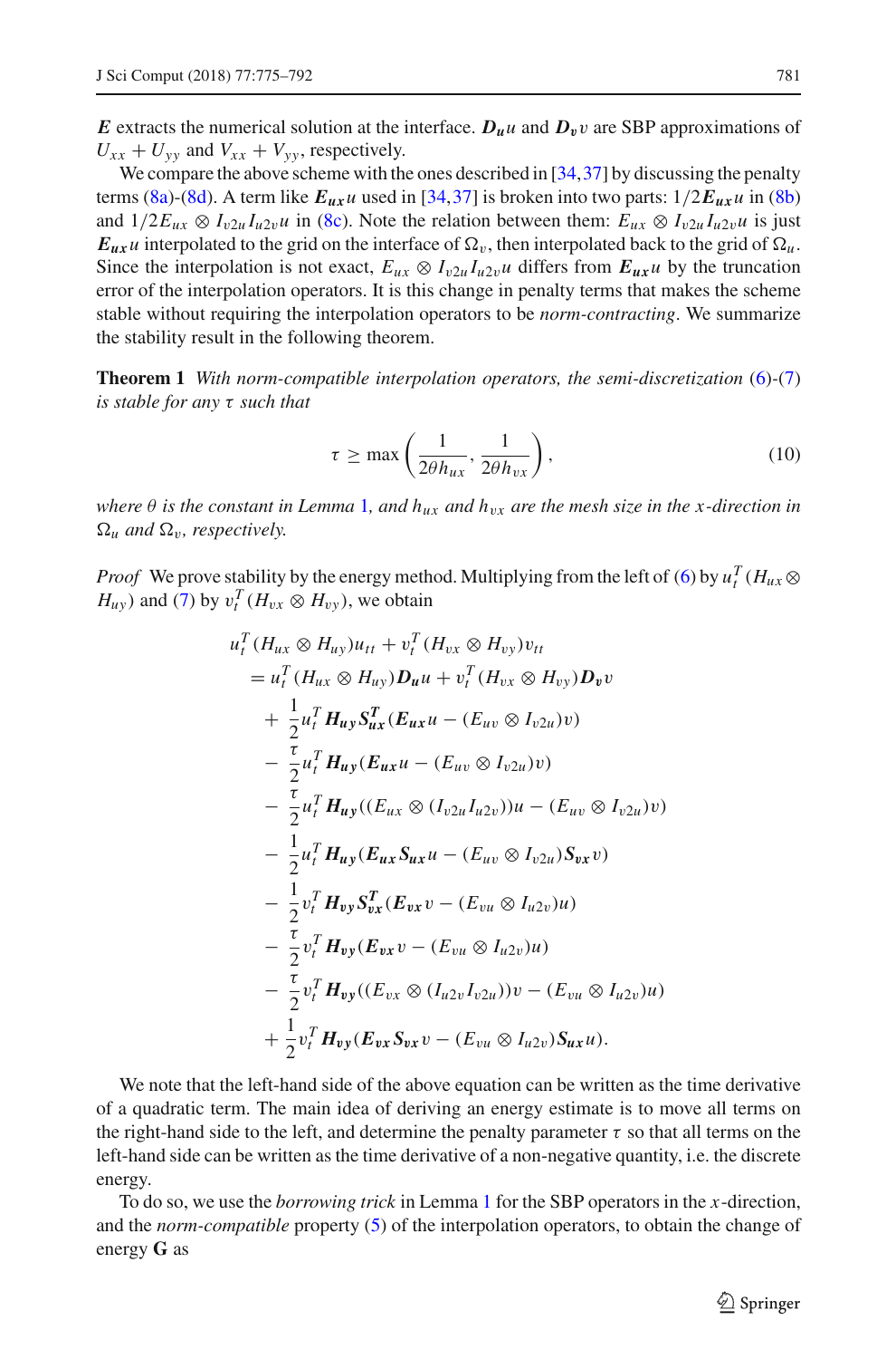$\boldsymbol{E}$ extracts the numerical solution at the interface. $\boldsymbol{D_u} u$ and $\boldsymbol{D_v} v$ are SBP approximations of $U_{xx} + U_{yy}$ and $V_{xx} + V_{yy}$, respectively.

We compare the above scheme with the ones described in [34,37] by discussing the penalty terms (8a)-(8d). A term like $\boldsymbol{E_{ux}} u$ used in [34,37] is broken into two parts: $1/2\boldsymbol{E_{ux}} u$ in (8b) and $1/2 E_{ux} \otimes I_{v2u} I_{u2v} u$ in (8c). Note the relation between them: $E_{ux} \otimes I_{v2u} I_{u2v} u$ is just $\boldsymbol{E_{ux}} u$ interpolated to the grid on the interface of $\Omega_v$, then interpolated back to the grid of $\Omega_u$. Since the interpolation is not exact, $E_{ux} \otimes I_{v2u} I_{u2v} u$ differs from $\boldsymbol{E_{ux}} u$ by the truncation error of the interpolation operators. It is this change in penalty terms that makes the scheme stable without requiring the interpolation operators to be *norm-contracting*. We summarize the stability result in the following theorem.

**Theorem 1** *With norm-compatible interpolation operators, the semi-discretization (6)-(7) is stable for any $\tau$ such that*

$$\tau \geq \max\left(\frac{1}{2\theta h_{ux}}, \frac{1}{2\theta h_{vx}}\right), \tag{10}$$

*where $\theta$ is the constant in Lemma 1, and $h_{ux}$ and $h_{vx}$ are the mesh size in the $x$-direction in $\Omega_u$ and $\Omega_v$, respectively.*

*Proof* We prove stability by the energy method. Multiplying from the left of (6) by $u_t^T (H_{ux} \otimes H_{uy})$ and (7) by $v_t^T (H_{vx} \otimes H_{vy})$, we obtain

$$\begin{aligned}
&u_t^T (H_{ux} \otimes H_{uy}) u_{tt} + v_t^T (H_{vx} \otimes H_{vy}) v_{tt} \\
&= u_t^T (H_{ux} \otimes H_{uy}) \boldsymbol{D_u} u + v_t^T (H_{vx} \otimes H_{vy}) \boldsymbol{D_v} v \\
&+ \frac{1}{2} u_t^T \boldsymbol{H_{uy}} \boldsymbol{S_{ux}^T} (\boldsymbol{E_{ux}} u - (E_{uv} \otimes I_{v2u}) v) \\
&- \frac{\tau}{2} u_t^T \boldsymbol{H_{uy}} (\boldsymbol{E_{ux}} u - (E_{uv} \otimes I_{v2u}) v) \\
&- \frac{\tau}{2} u_t^T \boldsymbol{H_{uy}} ((E_{ux} \otimes (I_{v2u} I_{u2v})) u - (E_{uv} \otimes I_{v2u}) v) \\
&- \frac{1}{2} u_t^T \boldsymbol{H_{uy}} (\boldsymbol{E_{ux}} \boldsymbol{S_{ux}} u - (E_{uv} \otimes I_{v2u}) \boldsymbol{S_{vx}} v) \\
&- \frac{1}{2} v_t^T \boldsymbol{H_{vy}} \boldsymbol{S_{vx}^T} (\boldsymbol{E_{vx}} v - (E_{vu} \otimes I_{u2v}) u) \\
&- \frac{\tau}{2} v_t^T \boldsymbol{H_{vy}} (\boldsymbol{E_{vx}} v - (E_{vu} \otimes I_{u2v}) u) \\
&- \frac{\tau}{2} v_t^T \boldsymbol{H_{vy}} ((E_{vx} \otimes (I_{u2v} I_{v2u})) v - (E_{vu} \otimes I_{u2v}) u) \\
&+ \frac{1}{2} v_t^T \boldsymbol{H_{vy}} (\boldsymbol{E_{vx}} \boldsymbol{S_{vx}} v - (E_{vu} \otimes I_{u2v}) \boldsymbol{S_{ux}} u).
\end{aligned}$$

We note that the left-hand side of the above equation can be written as the time derivative of a quadratic term. The main idea of deriving an energy estimate is to move all terms on the right-hand side to the left, and determine the penalty parameter $\tau$ so that all terms on the left-hand side can be written as the time derivative of a non-negative quantity, i.e. the discrete energy.

To do so, we use the *borrowing trick* in Lemma 1 for the SBP operators in the $x$-direction, and the *norm-compatible* property (5) of the interpolation operators, to obtain the change of energy $\mathbf{G}$ as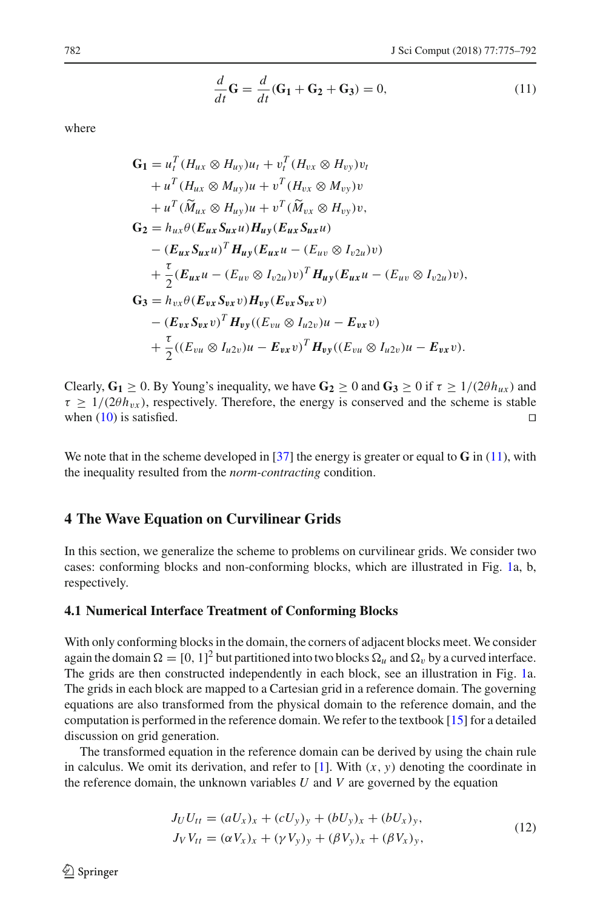$$\frac{d}{dt}\mathbf{G} = \frac{d}{dt}(\mathbf{G_1} + \mathbf{G_2} + \mathbf{G_3}) = 0, \tag{11}$$

where

$$\begin{aligned}
\mathbf{G_1} &= u_t^T(H_{ux} \otimes H_{uy})u_t + v_t^T(H_{vx} \otimes H_{vy})v_t \\
&\quad + u^T(H_{ux} \otimes M_{uy})u + v^T(H_{vx} \otimes M_{vy})v \\
&\quad + u^T(\widetilde{M}_{ux} \otimes H_{uy})u + v^T(\widetilde{M}_{vx} \otimes H_{vy})v, \\
\mathbf{G_2} &= h_{ux}\theta(\boldsymbol{E_{ux}}\boldsymbol{S_{ux}}u)\boldsymbol{H_{uy}}(\boldsymbol{E_{ux}}\boldsymbol{S_{ux}}u) \\
&\quad - (\boldsymbol{E_{ux}}\boldsymbol{S_{ux}}u)^T\boldsymbol{H_{uy}}(\boldsymbol{E_{ux}}u - (E_{uv} \otimes I_{v2u})v) \\
&\quad + \frac{\tau}{2}(\boldsymbol{E_{ux}}u - (E_{uv} \otimes I_{v2u})v)^T\boldsymbol{H_{uy}}(\boldsymbol{E_{ux}}u - (E_{uv} \otimes I_{v2u})v), \\
\mathbf{G_3} &= h_{vx}\theta(\boldsymbol{E_{vx}}\boldsymbol{S_{vx}}v)\boldsymbol{H_{vy}}(\boldsymbol{E_{vx}}\boldsymbol{S_{vx}}v) \\
&\quad - (\boldsymbol{E_{vx}}\boldsymbol{S_{vx}}v)^T\boldsymbol{H_{vy}}((E_{vu} \otimes I_{u2v})u - \boldsymbol{E_{vx}}v) \\
&\quad + \frac{\tau}{2}((E_{vu} \otimes I_{u2v})u - \boldsymbol{E_{vx}}v)^T\boldsymbol{H_{vy}}((E_{vu} \otimes I_{u2v})u - \boldsymbol{E_{vx}}v).
\end{aligned}$$

Clearly, $\mathbf{G_1} \geq 0$. By Young's inequality, we have $\mathbf{G_2} \geq 0$ and $\mathbf{G_3} \geq 0$ if $\tau \geq 1/(2\theta h_{ux})$ and $\tau \geq 1/(2\theta h_{vx})$, respectively. Therefore, the energy is conserved and the scheme is stable when (10) is satisfied. □

We note that in the scheme developed in [37] the energy is greater or equal to $\mathbf{G}$ in (11), with the inequality resulted from the *norm-contracting* condition.

## 4 The Wave Equation on Curvilinear Grids

In this section, we generalize the scheme to problems on curvilinear grids. We consider two cases: conforming blocks and non-conforming blocks, which are illustrated in Fig. 1a, b, respectively.

### 4.1 Numerical Interface Treatment of Conforming Blocks

With only conforming blocks in the domain, the corners of adjacent blocks meet. We consider again the domain $\Omega = [0, 1]^2$ but partitioned into two blocks $\Omega_u$ and $\Omega_v$ by a curved interface. The grids are then constructed independently in each block, see an illustration in Fig. 1a. The grids in each block are mapped to a Cartesian grid in a reference domain. The governing equations are also transformed from the physical domain to the reference domain, and the computation is performed in the reference domain. We refer to the textbook [15] for a detailed discussion on grid generation.

The transformed equation in the reference domain can be derived by using the chain rule in calculus. We omit its derivation, and refer to [1]. With $(x, y)$ denoting the coordinate in the reference domain, the unknown variables $U$ and $V$ are governed by the equation

$$\begin{aligned}
J_U U_{tt} &= (aU_x)_x + (cU_y)_y + (bU_y)_x + (bU_x)_y, \\
J_V V_{tt} &= (\alpha V_x)_x + (\gamma V_y)_y + (\beta V_y)_x + (\beta V_x)_y,
\end{aligned} \tag{12}$$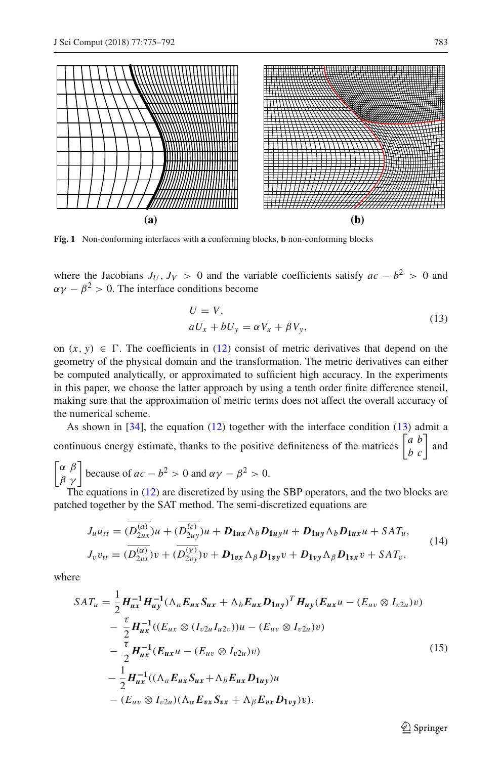**Fig. 1** Non-conforming interfaces with **a** conforming blocks, **b** non-conforming blocks

where the Jacobians $J_U, J_V > 0$ and the variable coefficients satisfy $ac - b^2 > 0$ and $\alpha\gamma - \beta^2 > 0$. The interface conditions become

$$
\begin{aligned}
U &= V, \\
aU_x + bU_y &= \alpha V_x + \beta V_y,
\end{aligned}
\tag{13}
$$

on $(x, y) \in \Gamma$. The coefficients in (12) consist of metric derivatives that depend on the geometry of the physical domain and the transformation. The metric derivatives can either be computed analytically, or approximated to sufficient high accuracy. In the experiments in this paper, we choose the latter approach by using a tenth order finite difference stencil, making sure that the approximation of metric terms does not affect the overall accuracy of the numerical scheme.

As shown in [34], the equation (12) together with the interface condition (13) admit a continuous energy estimate, thanks to the positive definiteness of the matrices $\begin{bmatrix} a & b \\ b & c \end{bmatrix}$ and $\begin{bmatrix} \alpha & \beta \\ \beta & \gamma \end{bmatrix}$ because of $ac - b^2 > 0$ and $\alpha\gamma - \beta^2 > 0$.

The equations in (12) are discretized by using the SBP operators, and the two blocks are patched together by the SAT method. The semi-discretized equations are

$$
\begin{aligned}
J_u u_{tt} &= (\overline{D_{2ux}^{(a)}})u + (\overline{D_{2uy}^{(c)}})u + \boldsymbol{D_{1ux}}\Lambda_b \boldsymbol{D_{1uy}}u + \boldsymbol{D_{1uy}}\Lambda_b \boldsymbol{D_{1ux}}u + SAT_u, \\
J_v v_{tt} &= (\overline{D_{2vx}^{(\alpha)}})v + (\overline{D_{2vy}^{(\gamma)}})v + \boldsymbol{D_{1vx}}\Lambda_\beta \boldsymbol{D_{1vy}}v + \boldsymbol{D_{1vy}}\Lambda_\beta \boldsymbol{D_{1vx}}v + SAT_v,
\end{aligned}
\tag{14}
$$

where

$$
\begin{aligned}
SAT_u = &\frac{1}{2}\boldsymbol{H_{ux}^{-1}}\boldsymbol{H_{uy}^{-1}}(\Lambda_a \boldsymbol{E_{ux}}\boldsymbol{S_{ux}} + \Lambda_b \boldsymbol{E_{ux}}\boldsymbol{D_{1uy}})^T \boldsymbol{H_{uy}}(\boldsymbol{E_{ux}}u - (E_{uv} \otimes I_{v2u})v) \\
&- \frac{\tau}{2}\boldsymbol{H_{ux}^{-1}}((E_{ux} \otimes (I_{v2u}I_{u2v}))u - (E_{uv} \otimes I_{v2u})v) \\
&- \frac{\tau}{2}\boldsymbol{H_{ux}^{-1}}(\boldsymbol{E_{ux}}u - (E_{uv} \otimes I_{v2u})v) \\
&- \frac{1}{2}\boldsymbol{H_{ux}^{-1}}((\Lambda_a \boldsymbol{E_{ux}}\boldsymbol{S_{ux}} + \Lambda_b \boldsymbol{E_{ux}}\boldsymbol{D_{1uy}})u \\
&- (E_{uv} \otimes I_{v2u})(\Lambda_\alpha \boldsymbol{E_{vx}}\boldsymbol{S_{vx}} + \Lambda_\beta \boldsymbol{E_{vx}}\boldsymbol{D_{1vy}})v),
\end{aligned}
\tag{15}
$$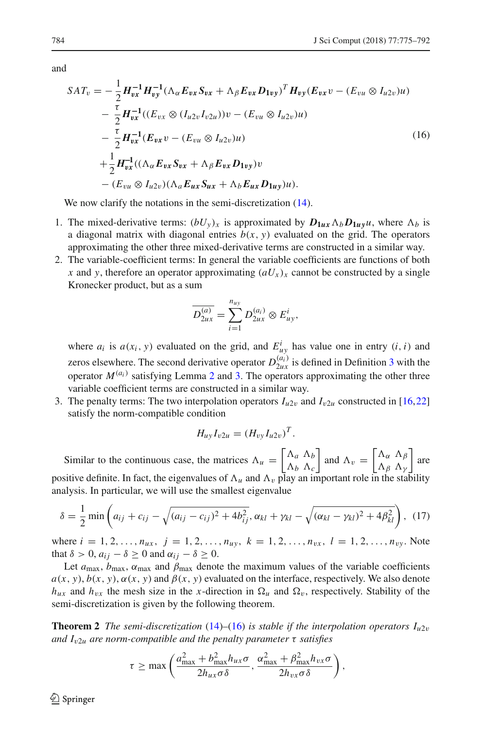and

$$
\begin{aligned}
SAT_v = &-\frac{1}{2}\boldsymbol{H_{vx}^{-1}}\boldsymbol{H_{vy}^{-1}}(\Lambda_\alpha \boldsymbol{E_{vx}}\boldsymbol{S_{vx}} + \Lambda_\beta \boldsymbol{E_{vx}}\boldsymbol{D_{1vy}})^T \boldsymbol{H_{vy}}(\boldsymbol{E_{vx}}v - (E_{vu}\otimes I_{u2v})u) \\
&- \frac{\tau}{2}\boldsymbol{H_{vx}^{-1}}((E_{vx}\otimes(I_{u2v}I_{v2u}))v - (E_{vu}\otimes I_{u2v})u) \\
&- \frac{\tau}{2}\boldsymbol{H_{vx}^{-1}}(\boldsymbol{E_{vx}}v - (E_{vu}\otimes I_{u2v})u) \\
&+ \frac{1}{2}\boldsymbol{H_{vx}^{-1}}((\Lambda_\alpha \boldsymbol{E_{vx}}\boldsymbol{S_{vx}} + \Lambda_\beta \boldsymbol{E_{vx}}\boldsymbol{D_{1vy}})v \\
&- (E_{vu}\otimes I_{u2v})(\Lambda_a \boldsymbol{E_{ux}}\boldsymbol{S_{ux}} + \Lambda_b \boldsymbol{E_{ux}}\boldsymbol{D_{1uy}})u).
\end{aligned}
\tag{16}
$$

We now clarify the notations in the semi-discretization (14).

1. The mixed-derivative terms: $(bU_y)_x$ is approximated by $\boldsymbol{D_{1ux}}\Lambda_b \boldsymbol{D_{1uy}}u$, where $\Lambda_b$ is a diagonal matrix with diagonal entries $b(x, y)$ evaluated on the grid. The operators approximating the other three mixed-derivative terms are constructed in a similar way.
2. The variable-coefficient terms: In general the variable coefficients are functions of both $x$ and $y$, therefore an operator approximating $(aU_x)_x$ cannot be constructed by a single Kronecker product, but as a sum

$$
\overline{D_{2ux}^{(a)}} = \sum_{i=1}^{n_{uy}} D_{2ux}^{(a_i)} \otimes E_{uy}^i,
$$

where $a_i$ is $a(x_i, y)$ evaluated on the grid, and $E_{uy}^i$ has value one in entry $(i, i)$ and zeros elsewhere. The second derivative operator $D_{2ux}^{(a_i)}$ is defined in Definition 3 with the operator $M^{(a_i)}$ satisfying Lemma 2 and 3. The operators approximating the other three variable coefficient terms are constructed in a similar way.
3. The penalty terms: The two interpolation operators $I_{u2v}$ and $I_{v2u}$ constructed in [16,22] satisfy the norm-compatible condition

$$
H_{uy}I_{v2u} = (H_{vy}I_{u2v})^T.
$$

Similar to the continuous case, the matrices $\Lambda_u = \begin{bmatrix} \Lambda_a & \Lambda_b \\ \Lambda_b & \Lambda_c \end{bmatrix}$ and $\Lambda_v = \begin{bmatrix} \Lambda_\alpha & \Lambda_\beta \\ \Lambda_\beta & \Lambda_\gamma \end{bmatrix}$ are positive definite. In fact, the eigenvalues of $\Lambda_u$ and $\Lambda_v$ play an important role in the stability analysis. In particular, we will use the smallest eigenvalue

$$
\delta = \frac{1}{2}\min\left(a_{ij} + c_{ij} - \sqrt{(a_{ij} - c_{ij})^2 + 4b_{ij}^2}, \alpha_{kl} + \gamma_{kl} - \sqrt{(\alpha_{kl} - \gamma_{kl})^2 + 4\beta_{kl}^2}\right), \tag{17}
$$

where $i = 1, 2, \ldots, n_{ux}$, $j = 1, 2, \ldots, n_{uy}$, $k = 1, 2, \ldots, n_{vx}$, $l = 1, 2, \ldots, n_{vy}$. Note that $\delta > 0$, $a_{ij} - \delta \geq 0$ and $\alpha_{ij} - \delta \geq 0$.

Let $a_{\max}$, $b_{\max}$, $\alpha_{\max}$ and $\beta_{\max}$ denote the maximum values of the variable coefficients $a(x, y)$, $b(x, y)$, $\alpha(x, y)$ and $\beta(x, y)$ evaluated on the interface, respectively. We also denote $h_{ux}$ and $h_{vx}$ the mesh size in the $x$-direction in $\Omega_u$ and $\Omega_v$, respectively. Stability of the semi-discretization is given by the following theorem.

**Theorem 2** *The semi-discretization* (14)–(16) *is stable if the interpolation operators $I_{u2v}$ and $I_{v2u}$ are norm-compatible and the penalty parameter $\tau$ satisfies*

$$
\tau \geq \max\left(\frac{a_{\max}^2 + b_{\max}^2 h_{ux}\sigma}{2h_{ux}\sigma\delta}, \frac{\alpha_{\max}^2 + \beta_{\max}^2 h_{vx}\sigma}{2h_{vx}\sigma\delta}\right),
$$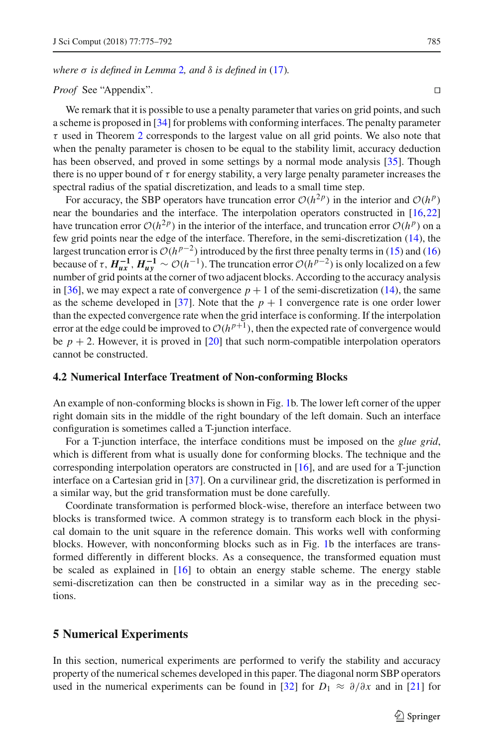*where $\sigma$ is defined in Lemma 2, and $\delta$ is defined in (17).*

*Proof* See "Appendix". □

We remark that it is possible to use a penalty parameter that varies on grid points, and such a scheme is proposed in [34] for problems with conforming interfaces. The penalty parameter $\tau$ used in Theorem 2 corresponds to the largest value on all grid points. We also note that when the penalty parameter is chosen to be equal to the stability limit, accuracy deduction has been observed, and proved in some settings by a normal mode analysis [35]. Though there is no upper bound of $\tau$ for energy stability, a very large penalty parameter increases the spectral radius of the spatial discretization, and leads to a small time step.

For accuracy, the SBP operators have truncation error $\mathcal{O}(h^{2p})$ in the interior and $\mathcal{O}(h^p)$ near the boundaries and the interface. The interpolation operators constructed in [16,22] have truncation error $\mathcal{O}(h^{2p})$ in the interior of the interface, and truncation error $\mathcal{O}(h^p)$ on a few grid points near the edge of the interface. Therefore, in the semi-discretization (14), the largest truncation error is $\mathcal{O}(h^{p-2})$ introduced by the first three penalty terms in (15) and (16) because of $\tau$, $\boldsymbol{H}_{ux}^{-1}$, $\boldsymbol{H}_{uy}^{-1} \sim \mathcal{O}(h^{-1})$. The truncation error $\mathcal{O}(h^{p-2})$ is only localized on a few number of grid points at the corner of two adjacent blocks. According to the accuracy analysis in [36], we may expect a rate of convergence $p+1$ of the semi-discretization (14), the same as the scheme developed in [37]. Note that the $p+1$ convergence rate is one order lower than the expected convergence rate when the grid interface is conforming. If the interpolation error at the edge could be improved to $\mathcal{O}(h^{p+1})$, then the expected rate of convergence would be $p+2$. However, it is proved in [20] that such norm-compatible interpolation operators cannot be constructed.

### 4.2 Numerical Interface Treatment of Non-conforming Blocks

An example of non-conforming blocks is shown in Fig. 1b. The lower left corner of the upper right domain sits in the middle of the right boundary of the left domain. Such an interface configuration is sometimes called a T-junction interface.

For a T-junction interface, the interface conditions must be imposed on the *glue grid*, which is different from what is usually done for conforming blocks. The technique and the corresponding interpolation operators are constructed in [16], and are used for a T-junction interface on a Cartesian grid in [37]. On a curvilinear grid, the discretization is performed in a similar way, but the grid transformation must be done carefully.

Coordinate transformation is performed block-wise, therefore an interface between two blocks is transformed twice. A common strategy is to transform each block in the physical domain to the unit square in the reference domain. This works well with conforming blocks. However, with nonconforming blocks such as in Fig. 1b the interfaces are transformed differently in different blocks. As a consequence, the transformed equation must be scaled as explained in [16] to obtain an energy stable scheme. The energy stable semi-discretization can then be constructed in a similar way as in the preceding sections.

## 5 Numerical Experiments

In this section, numerical experiments are performed to verify the stability and accuracy property of the numerical schemes developed in this paper. The diagonal norm SBP operators used in the numerical experiments can be found in [32] for $D_1 \approx \partial/\partial x$ and in [21] for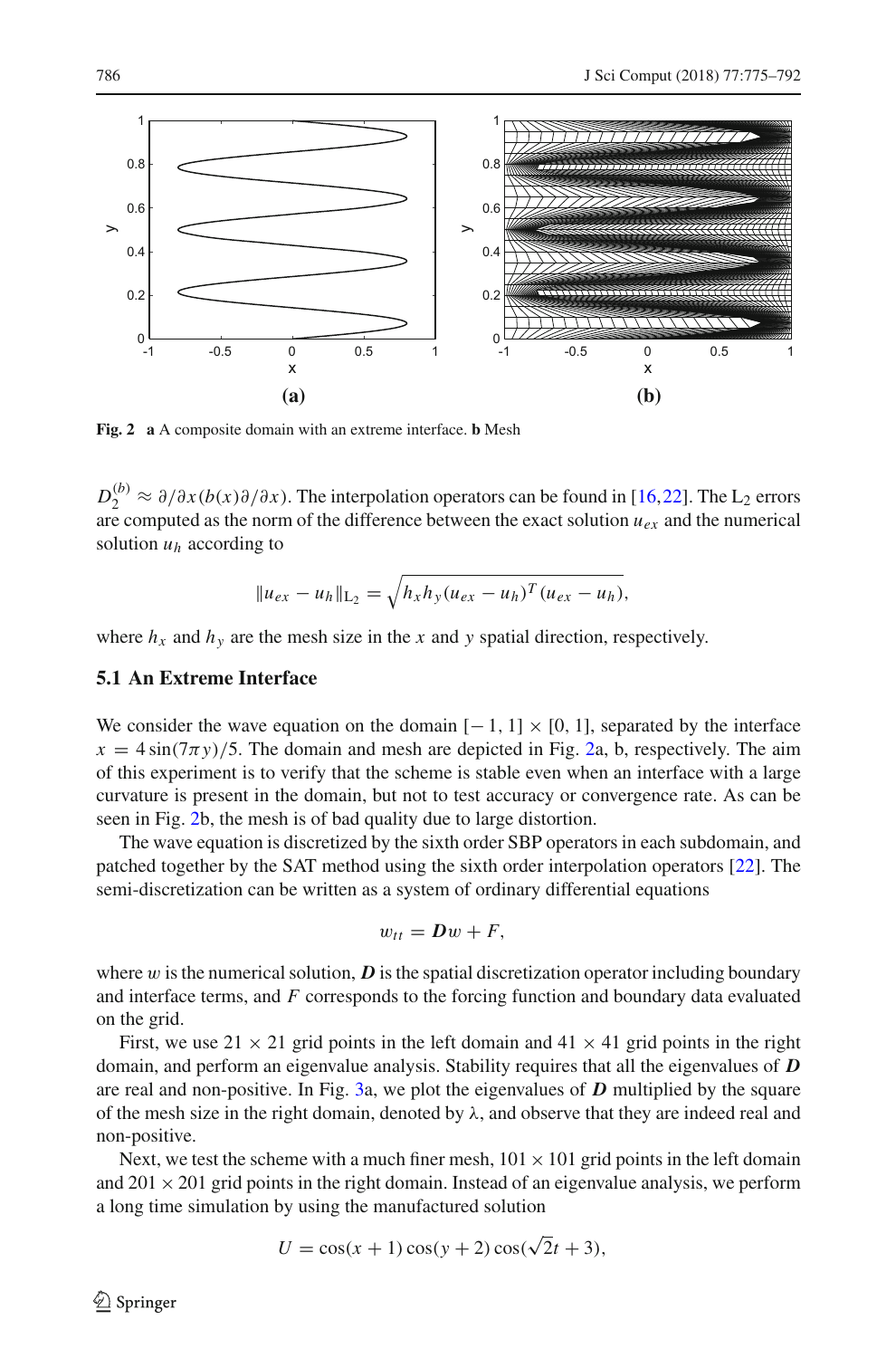Fig. 2 **a** A composite domain with an extreme interface. **b** Mesh

$D_2^{(b)} \approx \partial/\partial x(b(x)\partial/\partial x)$. The interpolation operators can be found in [16,22]. The $L_2$ errors are computed as the norm of the difference between the exact solution $u_{ex}$ and the numerical solution $u_h$ according to

$$\|u_{ex} - u_h\|_{L_2} = \sqrt{h_x h_y (u_{ex} - u_h)^T (u_{ex} - u_h)},$$

where $h_x$ and $h_y$ are the mesh size in the $x$ and $y$ spatial direction, respectively.

### 5.1 An Extreme Interface

We consider the wave equation on the domain $[-1, 1] \times [0, 1]$, separated by the interface $x = 4\sin(7\pi y)/5$. The domain and mesh are depicted in Fig. 2a, b, respectively. The aim of this experiment is to verify that the scheme is stable even when an interface with a large curvature is present in the domain, but not to test accuracy or convergence rate. As can be seen in Fig. 2b, the mesh is of bad quality due to large distortion.

The wave equation is discretized by the sixth order SBP operators in each subdomain, and patched together by the SAT method using the sixth order interpolation operators [22]. The semi-discretization can be written as a system of ordinary differential equations

$$w_{tt} = \boldsymbol{D}w + F,$$

where $w$ is the numerical solution, $\boldsymbol{D}$ is the spatial discretization operator including boundary and interface terms, and $F$ corresponds to the forcing function and boundary data evaluated on the grid.

First, we use $21 \times 21$ grid points in the left domain and $41 \times 41$ grid points in the right domain, and perform an eigenvalue analysis. Stability requires that all the eigenvalues of $\boldsymbol{D}$ are real and non-positive. In Fig. 3a, we plot the eigenvalues of $\boldsymbol{D}$ multiplied by the square of the mesh size in the right domain, denoted by $\lambda$, and observe that they are indeed real and non-positive.

Next, we test the scheme with a much finer mesh, $101 \times 101$ grid points in the left domain and $201 \times 201$ grid points in the right domain. Instead of an eigenvalue analysis, we perform a long time simulation by using the manufactured solution

$$U = \cos(x + 1)\cos(y + 2)\cos(\sqrt{2}t + 3),$$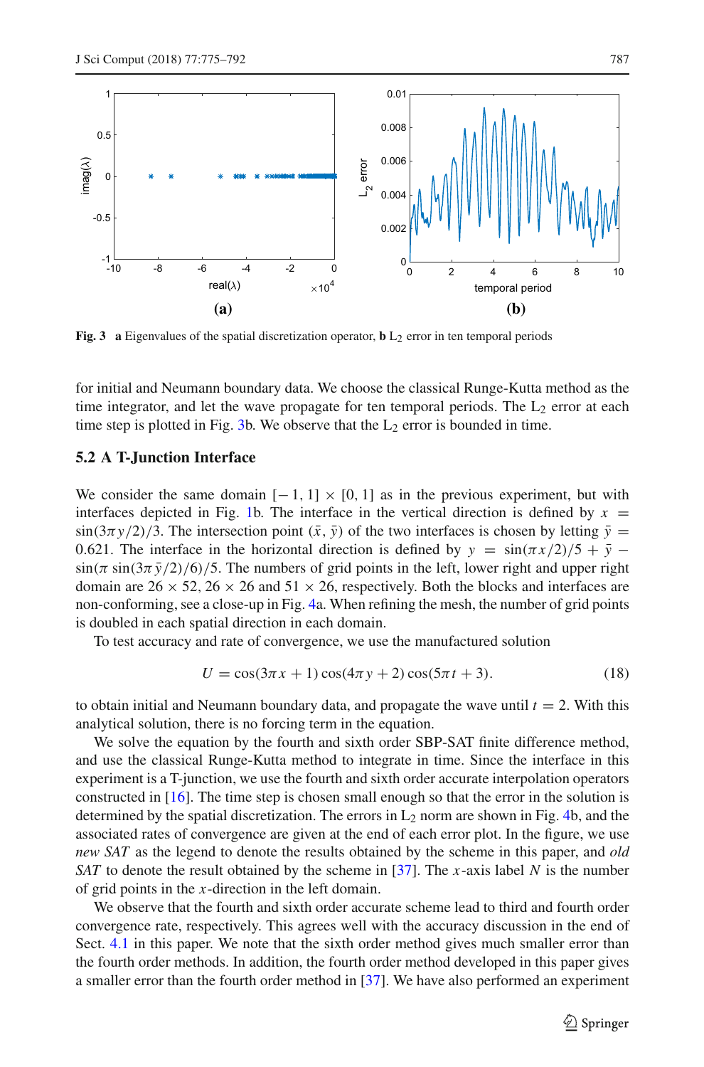**Fig. 3** **a** Eigenvalues of the spatial discretization operator, **b** $L_2$ error in ten temporal periods

for initial and Neumann boundary data. We choose the classical Runge-Kutta method as the time integrator, and let the wave propagate for ten temporal periods. The $L_2$ error at each time step is plotted in Fig. 3b. We observe that the $L_2$ error is bounded in time.

### 5.2 A T-Junction Interface

We consider the same domain $[-1, 1] \times [0, 1]$ as in the previous experiment, but with interfaces depicted in Fig. 1b. The interface in the vertical direction is defined by $x = \sin(3\pi y/2)/3$. The intersection point $(\bar{x}, \bar{y})$ of the two interfaces is chosen by letting $\bar{y} = 0.621$. The interface in the horizontal direction is defined by $y = \sin(\pi x/2)/5 + \bar{y} - \sin(\pi \sin(3\pi \bar{y}/2)/6)/5$. The numbers of grid points in the left, lower right and upper right domain are $26 \times 52$, $26 \times 26$ and $51 \times 26$, respectively. Both the blocks and interfaces are non-conforming, see a close-up in Fig. 4a. When refining the mesh, the number of grid points is doubled in each spatial direction in each domain.

To test accuracy and rate of convergence, we use the manufactured solution

$$U = \cos(3\pi x + 1)\cos(4\pi y + 2)\cos(5\pi t + 3). \tag{18}$$

to obtain initial and Neumann boundary data, and propagate the wave until $t = 2$. With this analytical solution, there is no forcing term in the equation.

We solve the equation by the fourth and sixth order SBP-SAT finite difference method, and use the classical Runge-Kutta method to integrate in time. Since the interface in this experiment is a T-junction, we use the fourth and sixth order accurate interpolation operators constructed in [16]. The time step is chosen small enough so that the error in the solution is determined by the spatial discretization. The errors in $L_2$ norm are shown in Fig. 4b, and the associated rates of convergence are given at the end of each error plot. In the figure, we use *new SAT* as the legend to denote the results obtained by the scheme in this paper, and *old SAT* to denote the result obtained by the scheme in [37]. The $x$-axis label $N$ is the number of grid points in the $x$-direction in the left domain.

We observe that the fourth and sixth order accurate scheme lead to third and fourth order convergence rate, respectively. This agrees well with the accuracy discussion in the end of Sect. 4.1 in this paper. We note that the sixth order method gives much smaller error than the fourth order methods. In addition, the fourth order method developed in this paper gives a smaller error than the fourth order method in [37]. We have also performed an experiment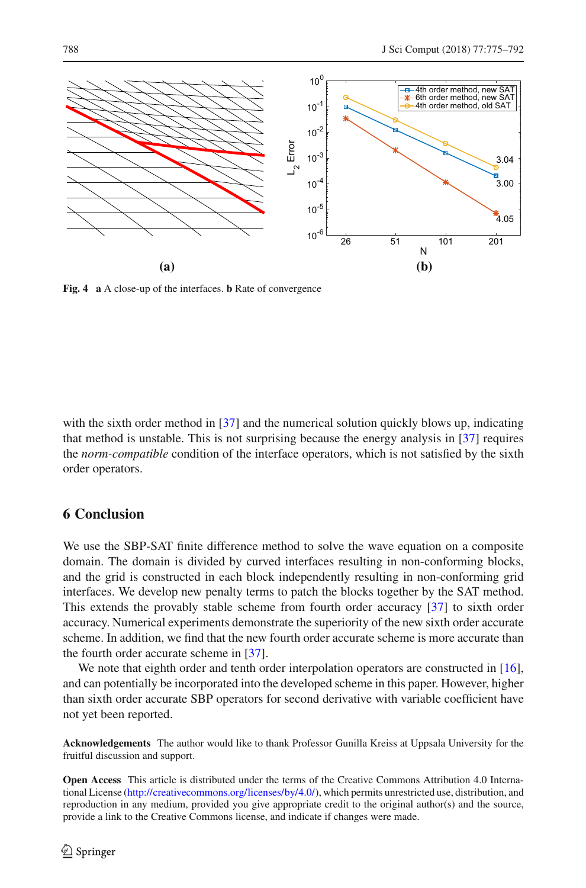**Fig. 4** **a** A close-up of the interfaces. **b** Rate of convergence

with the sixth order method in [37] and the numerical solution quickly blows up, indicating that method is unstable. This is not surprising because the energy analysis in [37] requires the *norm-compatible* condition of the interface operators, which is not satisfied by the sixth order operators.

## 6 Conclusion

We use the SBP-SAT finite difference method to solve the wave equation on a composite domain. The domain is divided by curved interfaces resulting in non-conforming blocks, and the grid is constructed in each block independently resulting in non-conforming grid interfaces. We develop new penalty terms to patch the blocks together by the SAT method. This extends the provably stable scheme from fourth order accuracy [37] to sixth order accuracy. Numerical experiments demonstrate the superiority of the new sixth order accurate scheme. In addition, we find that the new fourth order accurate scheme is more accurate than the fourth order accurate scheme in [37].

We note that eighth order and tenth order interpolation operators are constructed in [16], and can potentially be incorporated into the developed scheme in this paper. However, higher than sixth order accurate SBP operators for second derivative with variable coefficient have not yet been reported.

**Acknowledgements** The author would like to thank Professor Gunilla Kreiss at Uppsala University for the fruitful discussion and support.

**Open Access** This article is distributed under the terms of the Creative Commons Attribution 4.0 International License (http://creativecommons.org/licenses/by/4.0/), which permits unrestricted use, distribution, and reproduction in any medium, provided you give appropriate credit to the original author(s) and the source, provide a link to the Creative Commons license, and indicate if changes were made.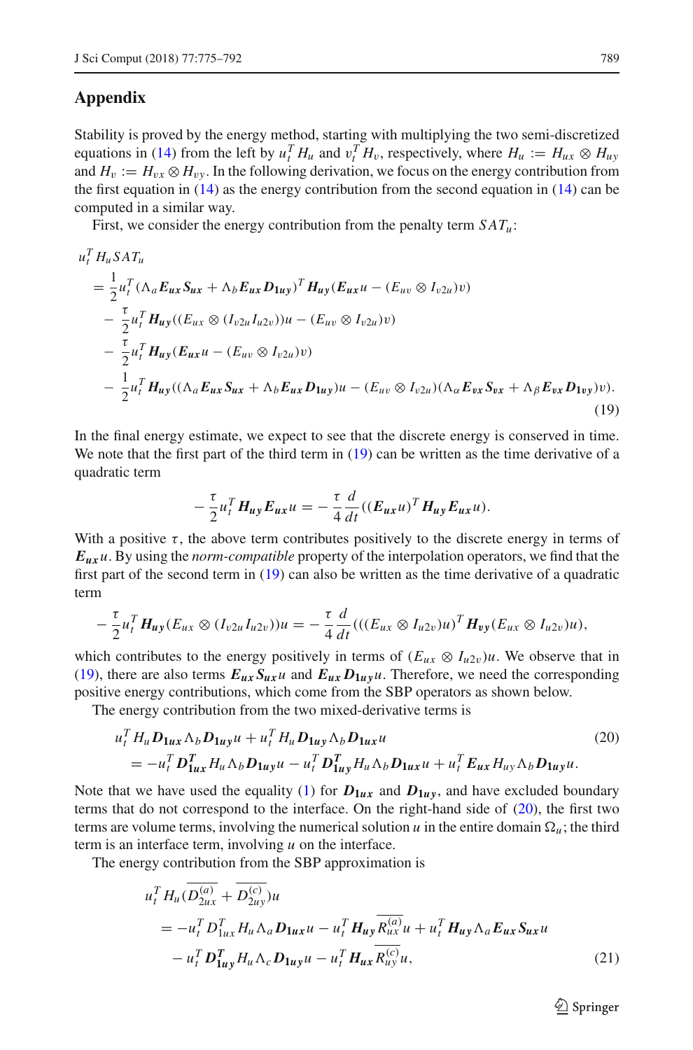## Appendix

Stability is proved by the energy method, starting with multiplying the two semi-discretized equations in (14) from the left by $u_t^T H_u$ and $v_t^T H_v$, respectively, where $H_u := H_{ux} \otimes H_{uy}$ and $H_v := H_{vx} \otimes H_{vy}$. In the following derivation, we focus on the energy contribution from the first equation in (14) as the energy contribution from the second equation in (14) can be computed in a similar way.

First, we consider the energy contribution from the penalty term $SAT_u$:

$$
\begin{aligned}
& u_t^T H_u SAT_u \\
&= \frac{1}{2} u_t^T (\Lambda_a \boldsymbol{E_{ux}} \boldsymbol{S_{ux}} + \Lambda_b \boldsymbol{E_{ux}} \boldsymbol{D_{1uy}})^T \boldsymbol{H_{uy}} (\boldsymbol{E_{ux}} u - (E_{uv} \otimes I_{v2u}) v) \\
&\quad - \frac{\tau}{2} u_t^T \boldsymbol{H_{uy}} ((E_{ux} \otimes (I_{v2u} I_{u2v})) u - (E_{uv} \otimes I_{v2u}) v) \\
&\quad - \frac{\tau}{2} u_t^T \boldsymbol{H_{uy}} (\boldsymbol{E_{ux}} u - (E_{uv} \otimes I_{v2u}) v) \\
&\quad - \frac{1}{2} u_t^T \boldsymbol{H_{uy}} ((\Lambda_a \boldsymbol{E_{ux}} \boldsymbol{S_{ux}} + \Lambda_b \boldsymbol{E_{ux}} \boldsymbol{D_{1uy}}) u - (E_{uv} \otimes I_{v2u}) (\Lambda_\alpha \boldsymbol{E_{vx}} \boldsymbol{S_{vx}} + \Lambda_\beta \boldsymbol{E_{vx}} \boldsymbol{D_{1vy}}) v).
\end{aligned}
\tag{19}
$$

In the final energy estimate, we expect to see that the discrete energy is conserved in time. We note that the first part of the third term in (19) can be written as the time derivative of a quadratic term

$$
-\frac{\tau}{2} u_t^T \boldsymbol{H_{uy}} \boldsymbol{E_{ux}} u = -\frac{\tau}{4} \frac{d}{dt} ((\boldsymbol{E_{ux}} u)^T \boldsymbol{H_{uy}} \boldsymbol{E_{ux}} u).
$$

With a positive $\tau$, the above term contributes positively to the discrete energy in terms of $\boldsymbol{E_{ux}} u$. By using the *norm-compatible* property of the interpolation operators, we find that the first part of the second term in (19) can also be written as the time derivative of a quadratic term

$$
-\frac{\tau}{2} u_t^T \boldsymbol{H_{uy}} (E_{ux} \otimes (I_{v2u} I_{u2v})) u = -\frac{\tau}{4} \frac{d}{dt} (((E_{ux} \otimes I_{u2v}) u)^T \boldsymbol{H_{vy}} (E_{ux} \otimes I_{u2v}) u),
$$

which contributes to the energy positively in terms of $(E_{ux} \otimes I_{u2v}) u$. We observe that in (19), there are also terms $\boldsymbol{E_{ux}} \boldsymbol{S_{ux}} u$ and $\boldsymbol{E_{ux}} \boldsymbol{D_{1uy}} u$. Therefore, we need the corresponding positive energy contributions, which come from the SBP operators as shown below.

The energy contribution from the two mixed-derivative terms is

$$
\begin{aligned}
& u_t^T H_u \boldsymbol{D_{1ux}} \Lambda_b \boldsymbol{D_{1uy}} u + u_t^T H_u \boldsymbol{D_{1uy}} \Lambda_b \boldsymbol{D_{1ux}} u \\
&= -u_t^T \boldsymbol{D_{1ux}^T} H_u \Lambda_b \boldsymbol{D_{1uy}} u - u_t^T \boldsymbol{D_{1uy}^T} H_u \Lambda_b \boldsymbol{D_{1ux}} u + u_t^T \boldsymbol{E_{ux}} H_{uy} \Lambda_b \boldsymbol{D_{1uy}} u.
\end{aligned}
\tag{20}
$$

Note that we have used the equality (1) for $\boldsymbol{D_{1ux}}$ and $\boldsymbol{D_{1uy}}$, and have excluded boundary terms that do not correspond to the interface. On the right-hand side of (20), the first two terms are volume terms, involving the numerical solution $u$ in the entire domain $\Omega_u$; the third term is an interface term, involving $u$ on the interface.

The energy contribution from the SBP approximation is

$$
\begin{aligned}
& u_t^T H_u (\overline{D_{2ux}^{(a)}} + \overline{D_{2uy}^{(c)}}) u \\
&= -u_t^T D_{1ux}^T H_u \Lambda_a \boldsymbol{D_{1ux}} u - u_t^T \boldsymbol{H_{uy}} \overline{R_{ux}^{(a)}} u + u_t^T \boldsymbol{H_{uy}} \Lambda_a \boldsymbol{E_{ux}} \boldsymbol{S_{ux}} u \\
&\quad - u_t^T \boldsymbol{D_{1uy}^T} H_u \Lambda_c \boldsymbol{D_{1uy}} u - u_t^T \boldsymbol{H_{ux}} \overline{R_{uy}^{(c)}} u,
\end{aligned}
\tag{21}
$$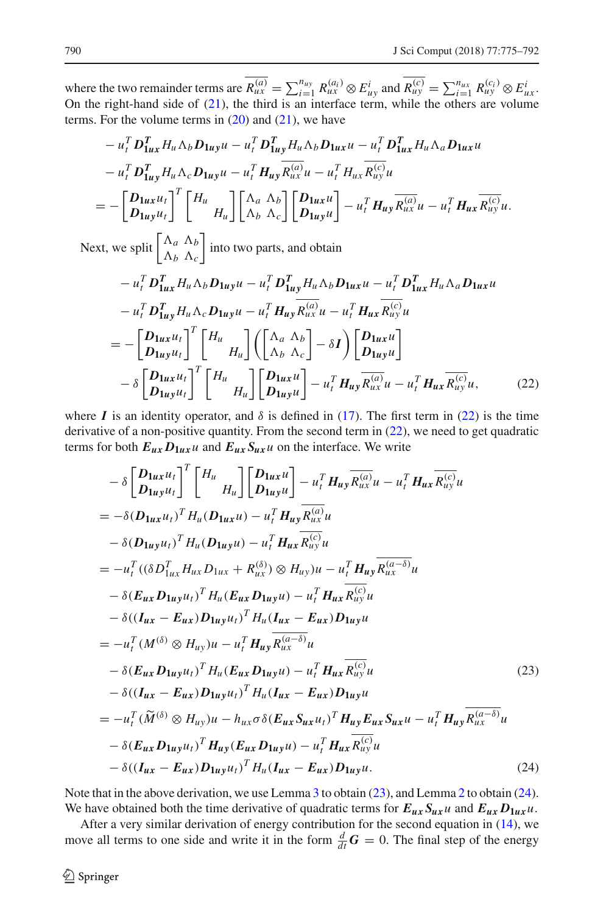where the two remainder terms are $\overline{R_{ux}^{(a)}} = \sum_{i=1}^{n_{uy}} R_{ux}^{(a_i)} \otimes E_{uy}^i$ and $\overline{R_{uy}^{(c)}} = \sum_{i=1}^{n_{ux}} R_{uy}^{(c_i)} \otimes E_{ux}^i$. On the right-hand side of (21), the third is an interface term, while the others are volume terms. For the volume terms in (20) and (21), we have

$$
\begin{aligned}
&- u_t^T \boldsymbol{D_{1ux}^T} H_u \Lambda_b \boldsymbol{D_{1uy}} u - u_t^T \boldsymbol{D_{1uy}^T} H_u \Lambda_b \boldsymbol{D_{1ux}} u - u_t^T \boldsymbol{D_{1ux}^T} H_u \Lambda_a \boldsymbol{D_{1ux}} u \\
&- u_t^T \boldsymbol{D_{1uy}^T} H_u \Lambda_c \boldsymbol{D_{1uy}} u - u_t^T \boldsymbol{H_{uy}} \overline{R_{ux}^{(a)}} u - u_t^T H_{ux} \overline{R_{uy}^{(c)}} u \\
&= - \begin{bmatrix} \boldsymbol{D_{1ux}} u_t \\ \boldsymbol{D_{1uy}} u_t \end{bmatrix}^T \begin{bmatrix} H_u & \\ & H_u \end{bmatrix} \begin{bmatrix} \Lambda_a & \Lambda_b \\ \Lambda_b & \Lambda_c \end{bmatrix} \begin{bmatrix} \boldsymbol{D_{1ux}} u \\ \boldsymbol{D_{1uy}} u \end{bmatrix} - u_t^T \boldsymbol{H_{uy}} \overline{R_{ux}^{(a)}} u - u_t^T \boldsymbol{H_{ux}} \overline{R_{uy}^{(c)}} u.
\end{aligned}
$$

Next, we split $\begin{bmatrix} \Lambda_a & \Lambda_b \\ \Lambda_b & \Lambda_c \end{bmatrix}$ into two parts, and obtain

$$
\begin{aligned}
&- u_t^T \boldsymbol{D_{1ux}^T} H_u \Lambda_b \boldsymbol{D_{1uy}} u - u_t^T \boldsymbol{D_{1uy}^T} H_u \Lambda_b \boldsymbol{D_{1ux}} u - u_t^T \boldsymbol{D_{1ux}^T} H_u \Lambda_a \boldsymbol{D_{1ux}} u \\
&- u_t^T \boldsymbol{D_{1uy}^T} H_u \Lambda_c \boldsymbol{D_{1uy}} u - u_t^T \boldsymbol{H_{uy}} \overline{R_{ux}^{(a)}} u - u_t^T \boldsymbol{H_{ux}} \overline{R_{uy}^{(c)}} u \\
&= - \begin{bmatrix} \boldsymbol{D_{1ux}} u_t \\ \boldsymbol{D_{1uy}} u_t \end{bmatrix}^T \begin{bmatrix} H_u & \\ & H_u \end{bmatrix} \left( \begin{bmatrix} \Lambda_a & \Lambda_b \\ \Lambda_b & \Lambda_c \end{bmatrix} - \delta \boldsymbol{I} \right) \begin{bmatrix} \boldsymbol{D_{1ux}} u \\ \boldsymbol{D_{1uy}} u \end{bmatrix} \\
&\quad - \delta \begin{bmatrix} \boldsymbol{D_{1ux}} u_t \\ \boldsymbol{D_{1uy}} u_t \end{bmatrix}^T \begin{bmatrix} H_u & \\ & H_u \end{bmatrix} \begin{bmatrix} \boldsymbol{D_{1ux}} u \\ \boldsymbol{D_{1uy}} u \end{bmatrix} - u_t^T \boldsymbol{H_{uy}} \overline{R_{ux}^{(a)}} u - u_t^T \boldsymbol{H_{ux}} \overline{R_{uy}^{(c)}} u, \qquad (22)
\end{aligned}
$$

where $\boldsymbol{I}$ is an identity operator, and $\delta$ is defined in (17). The first term in (22) is the time derivative of a non-positive quantity. From the second term in (22), we need to get quadratic terms for both $\boldsymbol{E_{ux} D_{1ux}} u$ and $\boldsymbol{E_{ux} S_{ux}} u$ on the interface. We write

$$
\begin{aligned}
&- \delta \begin{bmatrix} \boldsymbol{D_{1ux}} u_t \\ \boldsymbol{D_{1uy}} u_t \end{bmatrix}^T \begin{bmatrix} H_u & \\ & H_u \end{bmatrix} \begin{bmatrix} \boldsymbol{D_{1ux}} u \\ \boldsymbol{D_{1uy}} u \end{bmatrix} - u_t^T \boldsymbol{H_{uy}} \overline{R_{ux}^{(a)}} u - u_t^T \boldsymbol{H_{ux}} \overline{R_{uy}^{(c)}} u \\
&= -\delta (\boldsymbol{D_{1ux}} u_t)^T H_u (\boldsymbol{D_{1ux}} u) - u_t^T \boldsymbol{H_{uy}} \overline{R_{ux}^{(a)}} u \\
&\quad - \delta (\boldsymbol{D_{1uy}} u_t)^T H_u (\boldsymbol{D_{1uy}} u) - u_t^T \boldsymbol{H_{ux}} \overline{R_{uy}^{(c)}} u \\
&= -u_t^T ((\delta D_{1ux}^T H_{ux} D_{1ux} + R_{ux}^{(\delta)}) \otimes H_{uy}) u - u_t^T \boldsymbol{H_{uy}} \overline{R_{ux}^{(a-\delta)}} u \\
&\quad - \delta (\boldsymbol{E_{ux} D_{1uy}} u_t)^T H_u (\boldsymbol{E_{ux} D_{1uy}} u) - u_t^T \boldsymbol{H_{ux}} \overline{R_{uy}^{(c)}} u \\
&\quad - \delta ((\boldsymbol{I_{ux}} - \boldsymbol{E_{ux}}) \boldsymbol{D_{1uy}} u_t)^T H_u (\boldsymbol{I_{ux}} - \boldsymbol{E_{ux}}) \boldsymbol{D_{1uy}} u \\
&= -u_t^T (M^{(\delta)} \otimes H_{uy}) u - u_t^T \boldsymbol{H_{uy}} \overline{R_{ux}^{(a-\delta)}} u \\
&\quad - \delta (\boldsymbol{E_{ux} D_{1uy}} u_t)^T H_u (\boldsymbol{E_{ux} D_{1uy}} u) - u_t^T \boldsymbol{H_{ux}} \overline{R_{uy}^{(c)}} u \qquad (23) \\
&\quad - \delta ((\boldsymbol{I_{ux}} - \boldsymbol{E_{ux}}) \boldsymbol{D_{1uy}} u_t)^T H_u (\boldsymbol{I_{ux}} - \boldsymbol{E_{ux}}) \boldsymbol{D_{1uy}} u \\
&= -u_t^T (\widetilde{M}^{(\delta)} \otimes H_{uy}) u - h_{ux} \sigma \delta (\boldsymbol{E_{ux} S_{ux}} u_t)^T \boldsymbol{H_{uy} E_{ux} S_{ux}} u - u_t^T \boldsymbol{H_{uy}} \overline{R_{ux}^{(a-\delta)}} u \\
&\quad - \delta (\boldsymbol{E_{ux} D_{1uy}} u_t)^T \boldsymbol{H_{uy}} (\boldsymbol{E_{ux} D_{1uy}} u) - u_t^T \boldsymbol{H_{ux}} \overline{R_{uy}^{(c)}} u \\
&\quad - \delta ((\boldsymbol{I_{ux}} - \boldsymbol{E_{ux}}) \boldsymbol{D_{1uy}} u_t)^T H_u (\boldsymbol{I_{ux}} - \boldsymbol{E_{ux}}) \boldsymbol{D_{1uy}} u. \qquad (24)
\end{aligned}
$$

Note that in the above derivation, we use Lemma 3 to obtain (23), and Lemma 2 to obtain (24). We have obtained both the time derivative of quadratic terms for $\boldsymbol{E_{ux} S_{ux}} u$ and $\boldsymbol{E_{ux} D_{1ux}} u$.

After a very similar derivation of energy contribution for the second equation in (14), we move all terms to one side and write it in the form $\frac{d}{dt} \boldsymbol{G} = 0$. The final step of the energy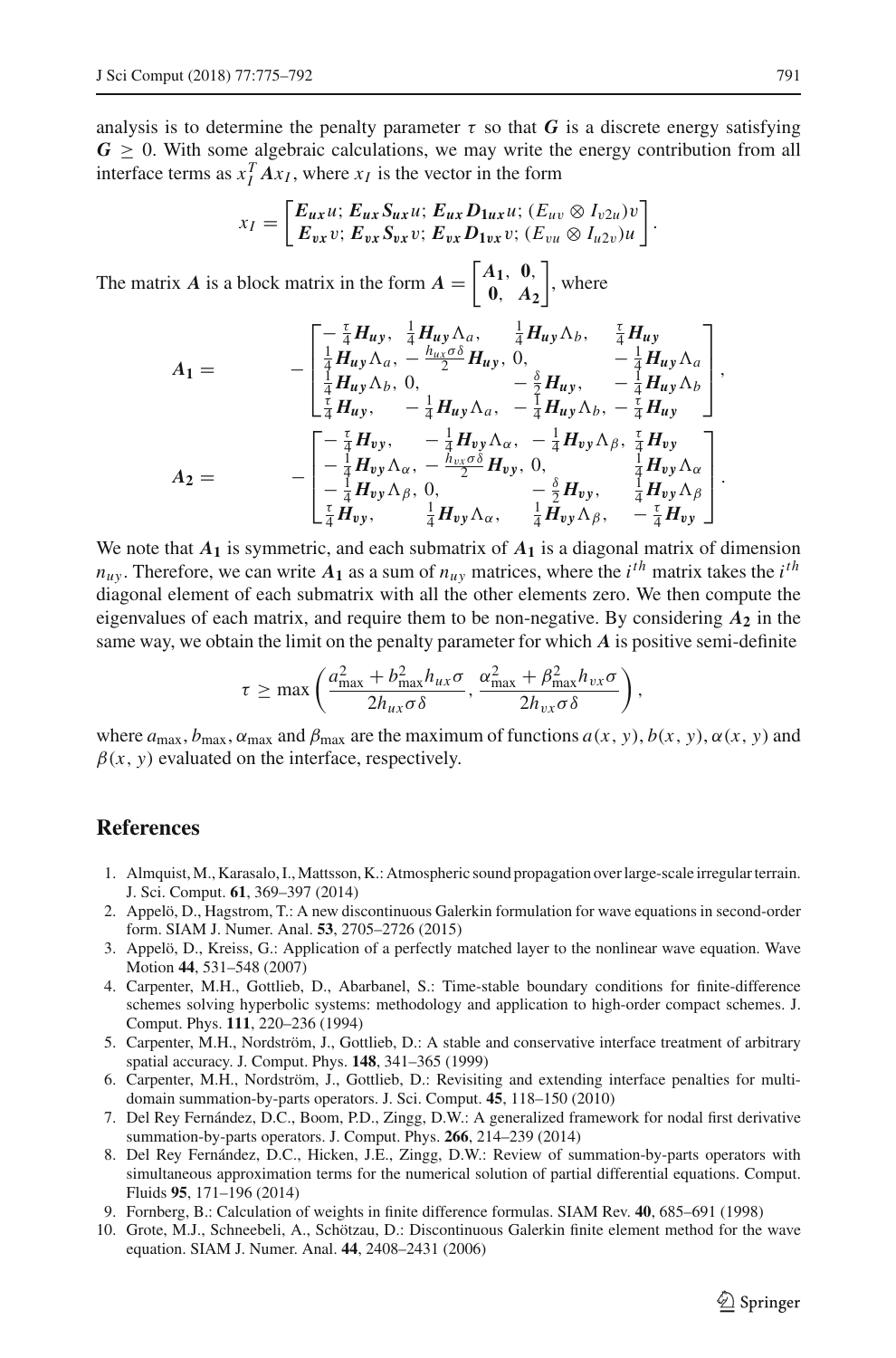analysis is to determine the penalty parameter $\tau$ so that $\boldsymbol{G}$ is a discrete energy satisfying $\boldsymbol{G} \geq 0$. With some algebraic calculations, we may write the energy contribution from all interface terms as $x_I^T \boldsymbol{A} x_I$, where $x_I$ is the vector in the form

$$x_I = \begin{bmatrix} \boldsymbol{E_{ux}} u;\ \boldsymbol{E_{ux}} \boldsymbol{S_{ux}} u;\ \boldsymbol{E_{ux}} \boldsymbol{D_{1ux}} u;\ (E_{uv} \otimes I_{v2u}) v \\ \boldsymbol{E_{vx}} v;\ \boldsymbol{E_{vx}} \boldsymbol{S_{vx}} v;\ \boldsymbol{E_{vx}} \boldsymbol{D_{1vx}} v;\ (E_{vu} \otimes I_{u2v}) u \end{bmatrix}.$$

The matrix $\boldsymbol{A}$ is a block matrix in the form $\boldsymbol{A} = \begin{bmatrix} \boldsymbol{A_1}, & \boldsymbol{0}, \\ \boldsymbol{0}, & \boldsymbol{A_2} \end{bmatrix}$, where

$$\boldsymbol{A_1} = \quad - \begin{bmatrix} -\frac{\tau}{4}\boldsymbol{H_{uy}}, & \frac{1}{4}\boldsymbol{H_{uy}}\Lambda_a, & \frac{1}{4}\boldsymbol{H_{uy}}\Lambda_b, & \frac{\tau}{4}\boldsymbol{H_{uy}} \\ \frac{1}{4}\boldsymbol{H_{uy}}\Lambda_a, & -\frac{h_{ux}\sigma\delta}{2}\boldsymbol{H_{uy}}, & 0, & -\frac{1}{4}\boldsymbol{H_{uy}}\Lambda_a \\ \frac{1}{4}\boldsymbol{H_{uy}}\Lambda_b, & 0, & -\frac{\delta}{2}\boldsymbol{H_{uy}}, & -\frac{1}{4}\boldsymbol{H_{uy}}\Lambda_b \\ \frac{\tau}{4}\boldsymbol{H_{uy}}, & -\frac{1}{4}\boldsymbol{H_{uy}}\Lambda_a, & -\frac{1}{4}\boldsymbol{H_{uy}}\Lambda_b, & -\frac{\tau}{4}\boldsymbol{H_{uy}} \end{bmatrix},$$

$$\boldsymbol{A_2} = \quad - \begin{bmatrix} -\frac{\tau}{4}\boldsymbol{H_{vy}}, & -\frac{1}{4}\boldsymbol{H_{vy}}\Lambda_\alpha, & -\frac{1}{4}\boldsymbol{H_{vy}}\Lambda_\beta, & \frac{\tau}{4}\boldsymbol{H_{vy}} \\ -\frac{1}{4}\boldsymbol{H_{vy}}\Lambda_\alpha, & -\frac{h_{vx}\sigma\delta}{2}\boldsymbol{H_{vy}}, & 0, & \frac{1}{4}\boldsymbol{H_{vy}}\Lambda_\alpha \\ -\frac{1}{4}\boldsymbol{H_{vy}}\Lambda_\beta, & 0, & -\frac{\delta}{2}\boldsymbol{H_{vy}}, & \frac{1}{4}\boldsymbol{H_{vy}}\Lambda_\beta \\ \frac{\tau}{4}\boldsymbol{H_{vy}}, & \frac{1}{4}\boldsymbol{H_{vy}}\Lambda_\alpha, & \frac{1}{4}\boldsymbol{H_{vy}}\Lambda_\beta, & -\frac{\tau}{4}\boldsymbol{H_{vy}} \end{bmatrix}.$$

We note that $\boldsymbol{A_1}$ is symmetric, and each submatrix of $\boldsymbol{A_1}$ is a diagonal matrix of dimension $n_{uy}$. Therefore, we can write $\boldsymbol{A_1}$ as a sum of $n_{uy}$ matrices, where the $i^{th}$ matrix takes the $i^{th}$ diagonal element of each submatrix with all the other elements zero. We then compute the eigenvalues of each matrix, and require them to be non-negative. By considering $\boldsymbol{A_2}$ in the same way, we obtain the limit on the penalty parameter for which $\boldsymbol{A}$ is positive semi-definite

$$\tau \geq \max\left(\frac{a_{\max}^2 + b_{\max}^2 h_{ux}\sigma}{2h_{ux}\sigma\delta}, \frac{\alpha_{\max}^2 + \beta_{\max}^2 h_{vx}\sigma}{2h_{vx}\sigma\delta}\right),$$

where $a_{\max}, b_{\max}, \alpha_{\max}$ and $\beta_{\max}$ are the maximum of functions $a(x, y), b(x, y), \alpha(x, y)$ and $\beta(x, y)$ evaluated on the interface, respectively.

## References

1. Almquist, M., Karasalo, I., Mattsson, K.: Atmospheric sound propagation over large-scale irregular terrain. J. Sci. Comput. **61**, 369–397 (2014)
2. Appelö, D., Hagstrom, T.: A new discontinuous Galerkin formulation for wave equations in second-order form. SIAM J. Numer. Anal. **53**, 2705–2726 (2015)
3. Appelö, D., Kreiss, G.: Application of a perfectly matched layer to the nonlinear wave equation. Wave Motion **44**, 531–548 (2007)
4. Carpenter, M.H., Gottlieb, D., Abarbanel, S.: Time-stable boundary conditions for finite-difference schemes solving hyperbolic systems: methodology and application to high-order compact schemes. J. Comput. Phys. **111**, 220–236 (1994)
5. Carpenter, M.H., Nordström, J., Gottlieb, D.: A stable and conservative interface treatment of arbitrary spatial accuracy. J. Comput. Phys. **148**, 341–365 (1999)
6. Carpenter, M.H., Nordström, J., Gottlieb, D.: Revisiting and extending interface penalties for multi-domain summation-by-parts operators. J. Sci. Comput. **45**, 118–150 (2010)
7. Del Rey Fernández, D.C., Boom, P.D., Zingg, D.W.: A generalized framework for nodal first derivative summation-by-parts operators. J. Comput. Phys. **266**, 214–239 (2014)
8. Del Rey Fernández, D.C., Hicken, J.E., Zingg, D.W.: Review of summation-by-parts operators with simultaneous approximation terms for the numerical solution of partial differential equations. Comput. Fluids **95**, 171–196 (2014)
9. Fornberg, B.: Calculation of weights in finite difference formulas. SIAM Rev. **40**, 685–691 (1998)
10. Grote, M.J., Schneebeli, A., Schötzau, D.: Discontinuous Galerkin finite element method for the wave equation. SIAM J. Numer. Anal. **44**, 2408–2431 (2006)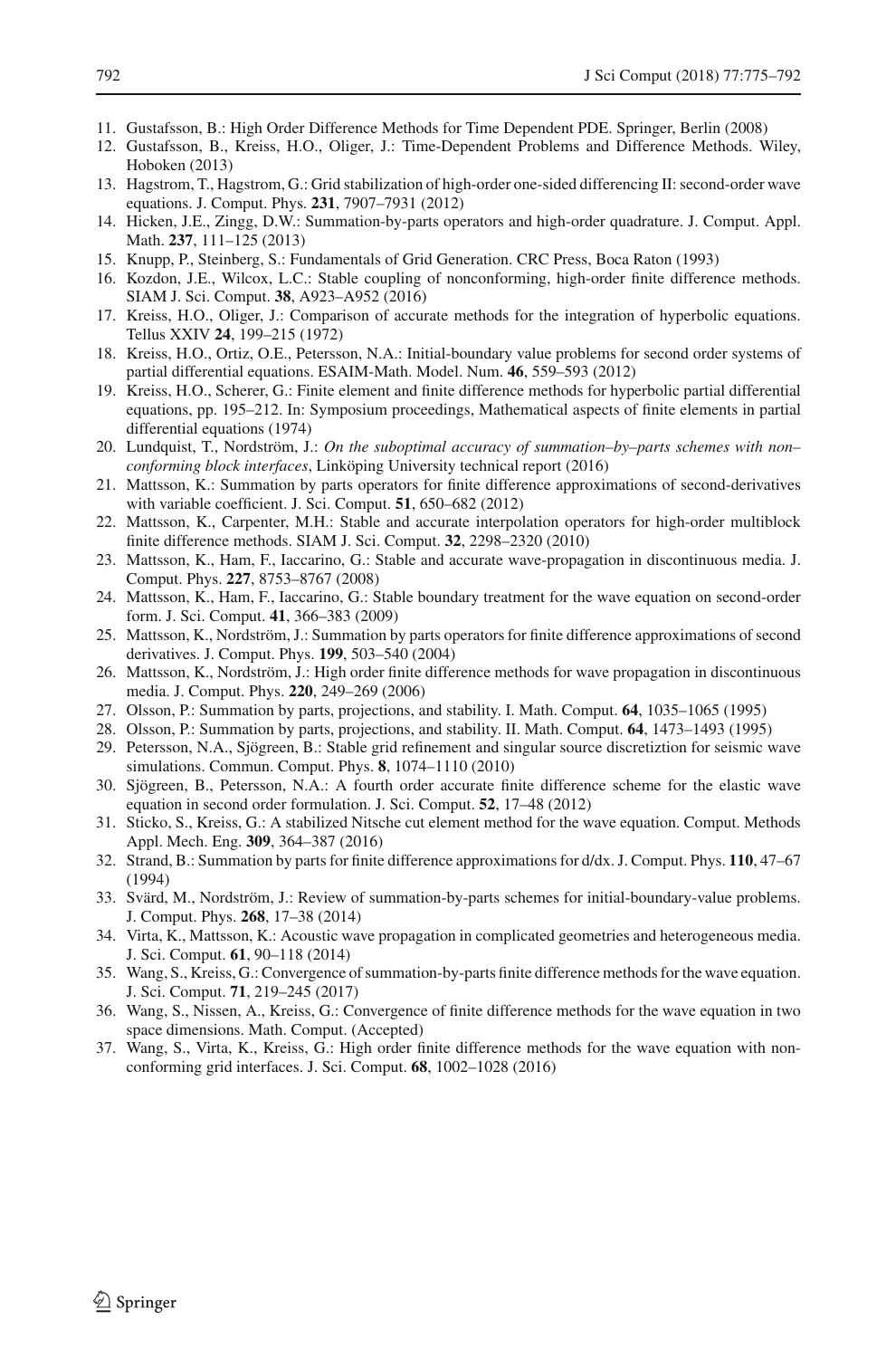11. Gustafsson, B.: High Order Difference Methods for Time Dependent PDE. Springer, Berlin (2008)
12. Gustafsson, B., Kreiss, H.O., Oliger, J.: Time-Dependent Problems and Difference Methods. Wiley, Hoboken (2013)
13. Hagstrom, T., Hagstrom, G.: Grid stabilization of high-order one-sided differencing II: second-order wave equations. J. Comput. Phys. **231**, 7907–7931 (2012)
14. Hicken, J.E., Zingg, D.W.: Summation-by-parts operators and high-order quadrature. J. Comput. Appl. Math. **237**, 111–125 (2013)
15. Knupp, P., Steinberg, S.: Fundamentals of Grid Generation. CRC Press, Boca Raton (1993)
16. Kozdon, J.E., Wilcox, L.C.: Stable coupling of nonconforming, high-order finite difference methods. SIAM J. Sci. Comput. **38**, A923–A952 (2016)
17. Kreiss, H.O., Oliger, J.: Comparison of accurate methods for the integration of hyperbolic equations. Tellus XXIV **24**, 199–215 (1972)
18. Kreiss, H.O., Ortiz, O.E., Petersson, N.A.: Initial-boundary value problems for second order systems of partial differential equations. ESAIM-Math. Model. Num. **46**, 559–593 (2012)
19. Kreiss, H.O., Scherer, G.: Finite element and finite difference methods for hyperbolic partial differential equations, pp. 195–212. In: Symposium proceedings, Mathematical aspects of finite elements in partial differential equations (1974)
20. Lundquist, T., Nordström, J.: *On the suboptimal accuracy of summation–by–parts schemes with non–conforming block interfaces*, Linköping University technical report (2016)
21. Mattsson, K.: Summation by parts operators for finite difference approximations of second-derivatives with variable coefficient. J. Sci. Comput. **51**, 650–682 (2012)
22. Mattsson, K., Carpenter, M.H.: Stable and accurate interpolation operators for high-order multiblock finite difference methods. SIAM J. Sci. Comput. **32**, 2298–2320 (2010)
23. Mattsson, K., Ham, F., Iaccarino, G.: Stable and accurate wave-propagation in discontinuous media. J. Comput. Phys. **227**, 8753–8767 (2008)
24. Mattsson, K., Ham, F., Iaccarino, G.: Stable boundary treatment for the wave equation on second-order form. J. Sci. Comput. **41**, 366–383 (2009)
25. Mattsson, K., Nordström, J.: Summation by parts operators for finite difference approximations of second derivatives. J. Comput. Phys. **199**, 503–540 (2004)
26. Mattsson, K., Nordström, J.: High order finite difference methods for wave propagation in discontinuous media. J. Comput. Phys. **220**, 249–269 (2006)
27. Olsson, P.: Summation by parts, projections, and stability. I. Math. Comput. **64**, 1035–1065 (1995)
28. Olsson, P.: Summation by parts, projections, and stability. II. Math. Comput. **64**, 1473–1493 (1995)
29. Petersson, N.A., Sjögreen, B.: Stable grid refinement and singular source discretiztion for seismic wave simulations. Commun. Comput. Phys. **8**, 1074–1110 (2010)
30. Sjögreen, B., Petersson, N.A.: A fourth order accurate finite difference scheme for the elastic wave equation in second order formulation. J. Sci. Comput. **52**, 17–48 (2012)
31. Sticko, S., Kreiss, G.: A stabilized Nitsche cut element method for the wave equation. Comput. Methods Appl. Mech. Eng. **309**, 364–387 (2016)
32. Strand, B.: Summation by parts for finite difference approximations for d/dx. J. Comput. Phys. **110**, 47–67 (1994)
33. Svärd, M., Nordström, J.: Review of summation-by-parts schemes for initial-boundary-value problems. J. Comput. Phys. **268**, 17–38 (2014)
34. Virta, K., Mattsson, K.: Acoustic wave propagation in complicated geometries and heterogeneous media. J. Sci. Comput. **61**, 90–118 (2014)
35. Wang, S., Kreiss, G.: Convergence of summation-by-parts finite difference methods for the wave equation. J. Sci. Comput. **71**, 219–245 (2017)
36. Wang, S., Nissen, A., Kreiss, G.: Convergence of finite difference methods for the wave equation in two space dimensions. Math. Comput. (Accepted)
37. Wang, S., Virta, K., Kreiss, G.: High order finite difference methods for the wave equation with non-conforming grid interfaces. J. Sci. Comput. **68**, 1002–1028 (2016)